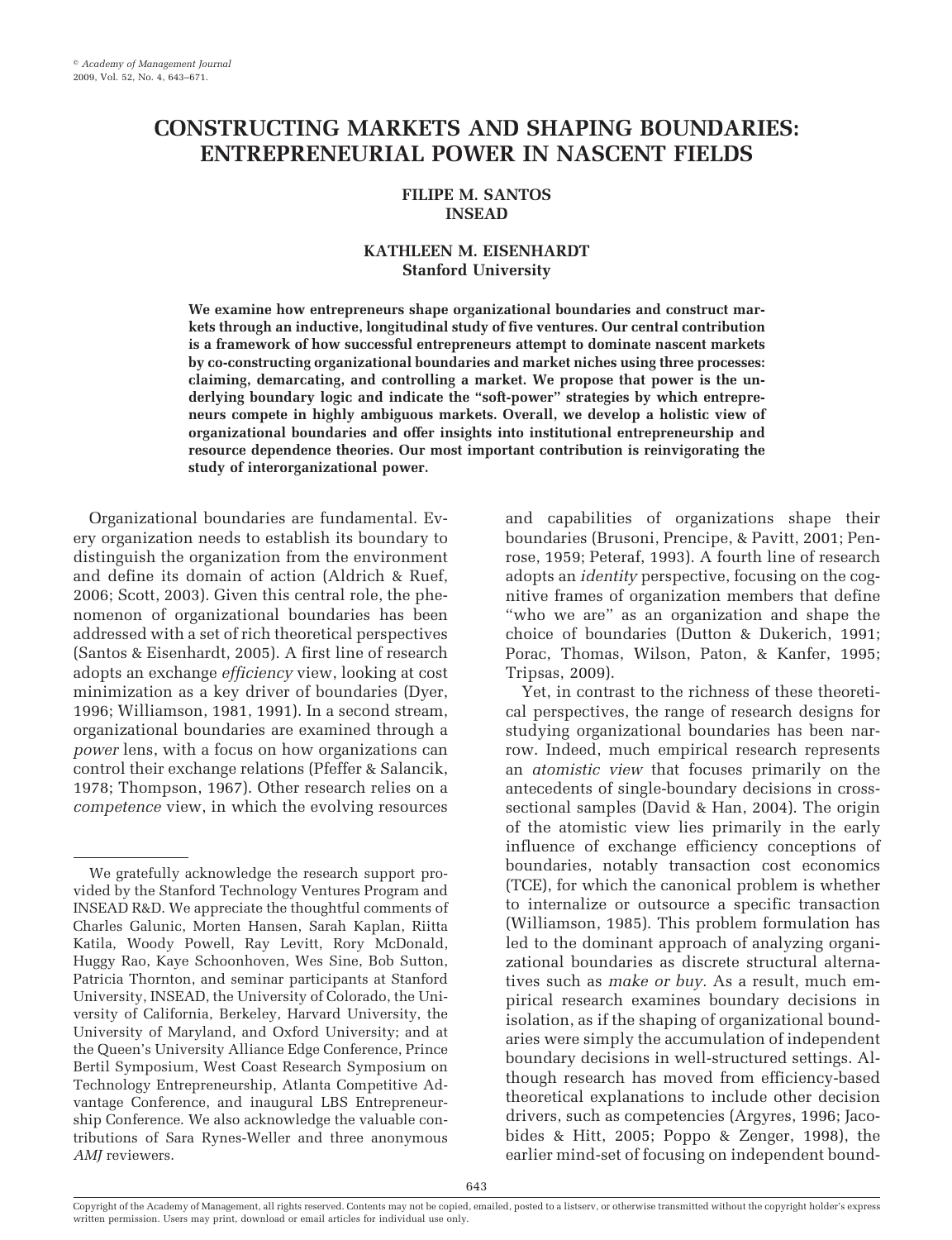# CONSTRUCTING MARKETS AND SHAPING BOUNDARIES: ENTREPRENEURIAL POWER IN NASCENT FIELDS

**FILIPE M. SANTOS**
**INSEAD**

**KATHLEEN M. EISENHARDT**
**Stanford University**

**We examine how entrepreneurs shape organizational boundaries and construct markets through an inductive, longitudinal study of five ventures. Our central contribution is a framework of how successful entrepreneurs attempt to dominate nascent markets by co-constructing organizational boundaries and market niches using three processes: claiming, demarcating, and controlling a market. We propose that power is the underlying boundary logic and indicate the "soft-power" strategies by which entrepreneurs compete in highly ambiguous markets. Overall, we develop a holistic view of organizational boundaries and offer insights into institutional entrepreneurship and resource dependence theories. Our most important contribution is reinvigorating the study of interorganizational power.**

Organizational boundaries are fundamental. Every organization needs to establish its boundary to distinguish the organization from the environment and define its domain of action (Aldrich & Ruef, 2006; Scott, 2003). Given this central role, the phenomenon of organizational boundaries has been addressed with a set of rich theoretical perspectives (Santos & Eisenhardt, 2005). A first line of research adopts an exchange *efficiency* view, looking at cost minimization as a key driver of boundaries (Dyer, 1996; Williamson, 1981, 1991). In a second stream, organizational boundaries are examined through a *power* lens, with a focus on how organizations can control their exchange relations (Pfeffer & Salancik, 1978; Thompson, 1967). Other research relies on a *competence* view, in which the evolving resources and capabilities of organizations shape their boundaries (Brusoni, Prencipe, & Pavitt, 2001; Penrose, 1959; Peteraf, 1993). A fourth line of research adopts an *identity* perspective, focusing on the cognitive frames of organization members that define "who we are" as an organization and shape the choice of boundaries (Dutton & Dukerich, 1991; Porac, Thomas, Wilson, Paton, & Kanfer, 1995; Tripsas, 2009).

Yet, in contrast to the richness of these theoretical perspectives, the range of research designs for studying organizational boundaries has been narrow. Indeed, much empirical research represents an *atomistic view* that focuses primarily on the antecedents of single-boundary decisions in cross-sectional samples (David & Han, 2004). The origin of the atomistic view lies primarily in the early influence of exchange efficiency conceptions of boundaries, notably transaction cost economics (TCE), for which the canonical problem is whether to internalize or outsource a specific transaction (Williamson, 1985). This problem formulation has led to the dominant approach of analyzing organizational boundaries as discrete structural alternatives such as *make or buy.* As a result, much empirical research examines boundary decisions in isolation, as if the shaping of organizational boundaries were simply the accumulation of independent boundary decisions in well-structured settings. Although research has moved from efficiency-based theoretical explanations to include other decision drivers, such as competencies (Argyres, 1996; Jacobides & Hitt, 2005; Poppo & Zenger, 1998), the earlier mind-set of focusing on independent bound-

We gratefully acknowledge the research support provided by the Stanford Technology Ventures Program and INSEAD R&D. We appreciate the thoughtful comments of Charles Galunic, Morten Hansen, Sarah Kaplan, Riitta Katila, Woody Powell, Ray Levitt, Rory McDonald, Huggy Rao, Kaye Schoonhoven, Wes Sine, Bob Sutton, Patricia Thornton, and seminar participants at Stanford University, INSEAD, the University of Colorado, the University of California, Berkeley, Harvard University, the University of Maryland, and Oxford University; and at the Queen's University Alliance Edge Conference, Prince Bertil Symposium, West Coast Research Symposium on Technology Entrepreneurship, Atlanta Competitive Advantage Conference, and inaugural LBS Entrepreneurship Conference. We also acknowledge the valuable contributions of Sara Rynes-Weller and three anonymous *AMJ* reviewers.

Copyright of the Academy of Management, all rights reserved. Contents may not be copied, emailed, posted to a listserv, or otherwise transmitted without the copyright holder's express written permission. Users may print, download or email articles for individual use only.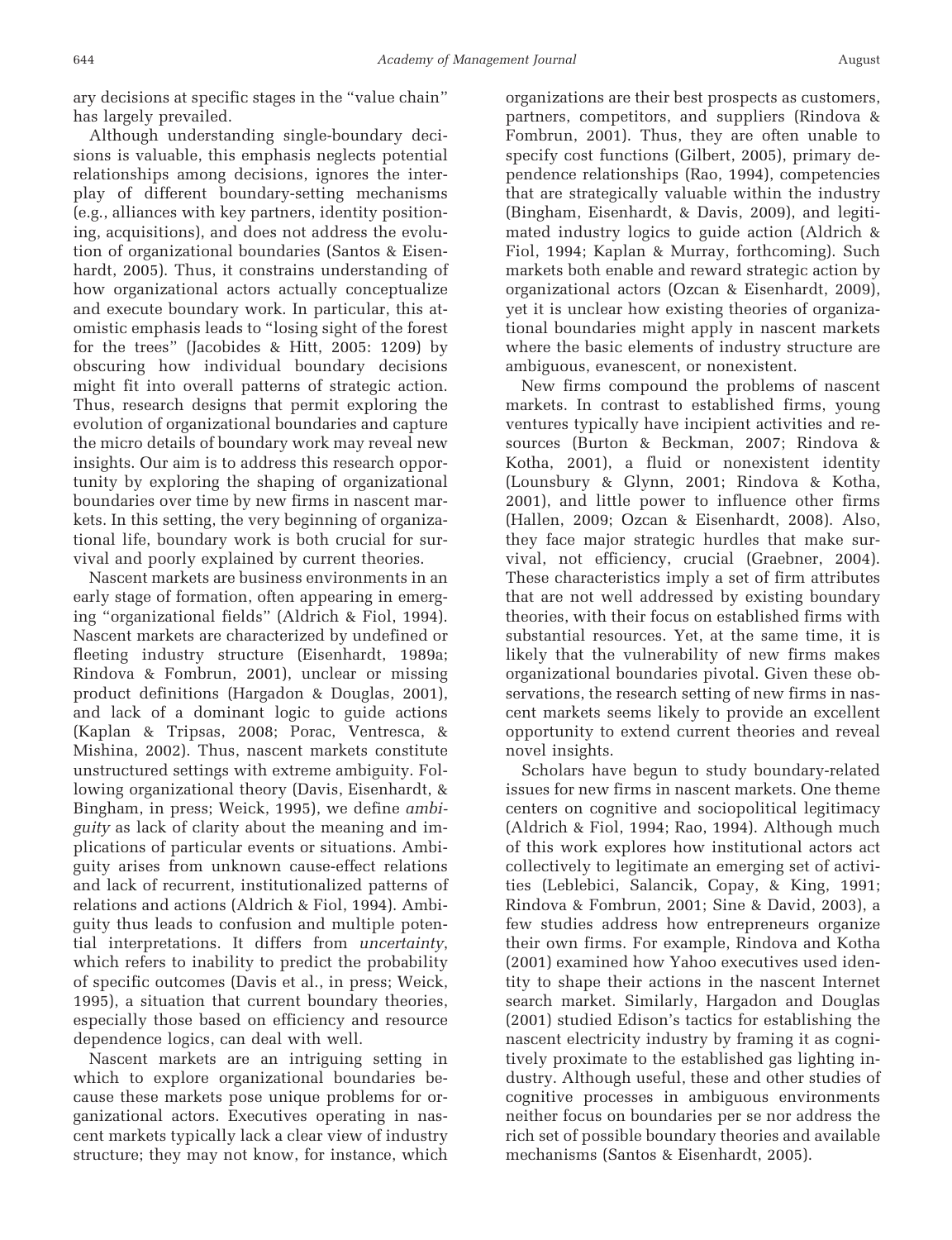ary decisions at specific stages in the "value chain" has largely prevailed.

Although understanding single-boundary decisions is valuable, this emphasis neglects potential relationships among decisions, ignores the interplay of different boundary-setting mechanisms (e.g., alliances with key partners, identity positioning, acquisitions), and does not address the evolution of organizational boundaries (Santos & Eisenhardt, 2005). Thus, it constrains understanding of how organizational actors actually conceptualize and execute boundary work. In particular, this atomistic emphasis leads to "losing sight of the forest for the trees" (Jacobides & Hitt, 2005: 1209) by obscuring how individual boundary decisions might fit into overall patterns of strategic action. Thus, research designs that permit exploring the evolution of organizational boundaries and capture the micro details of boundary work may reveal new insights. Our aim is to address this research opportunity by exploring the shaping of organizational boundaries over time by new firms in nascent markets. In this setting, the very beginning of organizational life, boundary work is both crucial for survival and poorly explained by current theories.

Nascent markets are business environments in an early stage of formation, often appearing in emerging "organizational fields" (Aldrich & Fiol, 1994). Nascent markets are characterized by undefined or fleeting industry structure (Eisenhardt, 1989a; Rindova & Fombrun, 2001), unclear or missing product definitions (Hargadon & Douglas, 2001), and lack of a dominant logic to guide actions (Kaplan & Tripsas, 2008; Porac, Ventresca, & Mishina, 2002). Thus, nascent markets constitute unstructured settings with extreme ambiguity. Following organizational theory (Davis, Eisenhardt, & Bingham, in press; Weick, 1995), we define *ambiguity* as lack of clarity about the meaning and implications of particular events or situations. Ambiguity arises from unknown cause-effect relations and lack of recurrent, institutionalized patterns of relations and actions (Aldrich & Fiol, 1994). Ambiguity thus leads to confusion and multiple potential interpretations. It differs from *uncertainty*, which refers to inability to predict the probability of specific outcomes (Davis et al., in press; Weick, 1995), a situation that current boundary theories, especially those based on efficiency and resource dependence logics, can deal with well.

Nascent markets are an intriguing setting in which to explore organizational boundaries because these markets pose unique problems for organizational actors. Executives operating in nascent markets typically lack a clear view of industry structure; they may not know, for instance, which organizations are their best prospects as customers, partners, competitors, and suppliers (Rindova & Fombrun, 2001). Thus, they are often unable to specify cost functions (Gilbert, 2005), primary dependence relationships (Rao, 1994), competencies that are strategically valuable within the industry (Bingham, Eisenhardt, & Davis, 2009), and legitimated industry logics to guide action (Aldrich & Fiol, 1994; Kaplan & Murray, forthcoming). Such markets both enable and reward strategic action by organizational actors (Ozcan & Eisenhardt, 2009), yet it is unclear how existing theories of organizational boundaries might apply in nascent markets where the basic elements of industry structure are ambiguous, evanescent, or nonexistent.

New firms compound the problems of nascent markets. In contrast to established firms, young ventures typically have incipient activities and resources (Burton & Beckman, 2007; Rindova & Kotha, 2001), a fluid or nonexistent identity (Lounsbury & Glynn, 2001; Rindova & Kotha, 2001), and little power to influence other firms (Hallen, 2009; Ozcan & Eisenhardt, 2008). Also, they face major strategic hurdles that make survival, not efficiency, crucial (Graebner, 2004). These characteristics imply a set of firm attributes that are not well addressed by existing boundary theories, with their focus on established firms with substantial resources. Yet, at the same time, it is likely that the vulnerability of new firms makes organizational boundaries pivotal. Given these observations, the research setting of new firms in nascent markets seems likely to provide an excellent opportunity to extend current theories and reveal novel insights.

Scholars have begun to study boundary-related issues for new firms in nascent markets. One theme centers on cognitive and sociopolitical legitimacy (Aldrich & Fiol, 1994; Rao, 1994). Although much of this work explores how institutional actors act collectively to legitimate an emerging set of activities (Leblebici, Salancik, Copay, & King, 1991; Rindova & Fombrun, 2001; Sine & David, 2003), a few studies address how entrepreneurs organize their own firms. For example, Rindova and Kotha (2001) examined how Yahoo executives used identity to shape their actions in the nascent Internet search market. Similarly, Hargadon and Douglas (2001) studied Edison's tactics for establishing the nascent electricity industry by framing it as cognitively proximate to the established gas lighting industry. Although useful, these and other studies of cognitive processes in ambiguous environments neither focus on boundaries per se nor address the rich set of possible boundary theories and available mechanisms (Santos & Eisenhardt, 2005).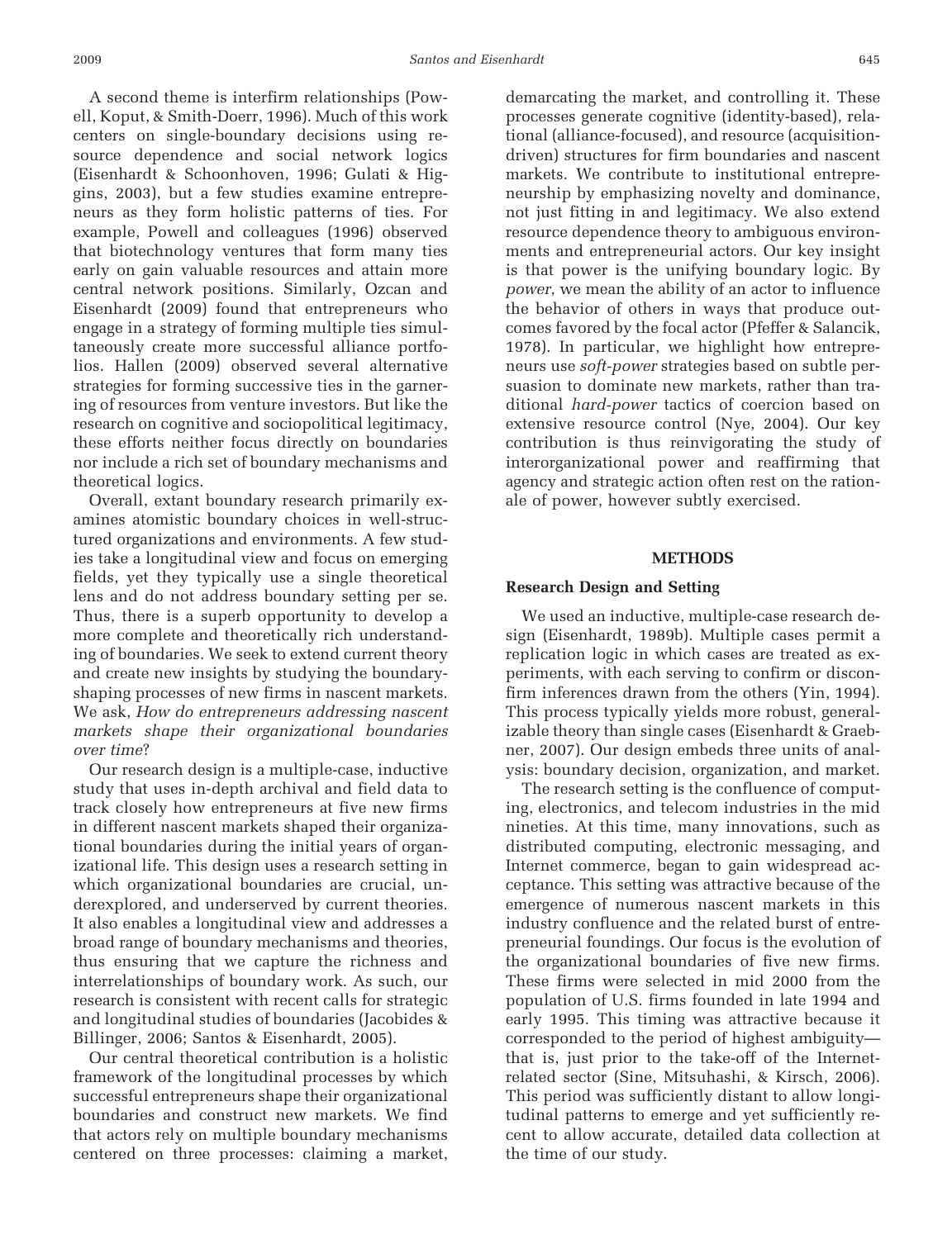A second theme is interfirm relationships (Powell, Koput, & Smith-Doerr, 1996). Much of this work centers on single-boundary decisions using resource dependence and social network logics (Eisenhardt & Schoonhoven, 1996; Gulati & Higgins, 2003), but a few studies examine entrepreneurs as they form holistic patterns of ties. For example, Powell and colleagues (1996) observed that biotechnology ventures that form many ties early on gain valuable resources and attain more central network positions. Similarly, Ozcan and Eisenhardt (2009) found that entrepreneurs who engage in a strategy of forming multiple ties simultaneously create more successful alliance portfolios. Hallen (2009) observed several alternative strategies for forming successive ties in the garnering of resources from venture investors. But like the research on cognitive and sociopolitical legitimacy, these efforts neither focus directly on boundaries nor include a rich set of boundary mechanisms and theoretical logics.

Overall, extant boundary research primarily examines atomistic boundary choices in well-structured organizations and environments. A few studies take a longitudinal view and focus on emerging fields, yet they typically use a single theoretical lens and do not address boundary setting per se. Thus, there is a superb opportunity to develop a more complete and theoretically rich understanding of boundaries. We seek to extend current theory and create new insights by studying the boundary-shaping processes of new firms in nascent markets. We ask, *How do entrepreneurs addressing nascent markets shape their organizational boundaries over time*?

Our research design is a multiple-case, inductive study that uses in-depth archival and field data to track closely how entrepreneurs at five new firms in different nascent markets shaped their organizational boundaries during the initial years of organizational life. This design uses a research setting in which organizational boundaries are crucial, underexplored, and underserved by current theories. It also enables a longitudinal view and addresses a broad range of boundary mechanisms and theories, thus ensuring that we capture the richness and interrelationships of boundary work. As such, our research is consistent with recent calls for strategic and longitudinal studies of boundaries (Jacobides & Billinger, 2006; Santos & Eisenhardt, 2005).

Our central theoretical contribution is a holistic framework of the longitudinal processes by which successful entrepreneurs shape their organizational boundaries and construct new markets. We find that actors rely on multiple boundary mechanisms centered on three processes: claiming a market, demarcating the market, and controlling it. These processes generate cognitive (identity-based), relational (alliance-focused), and resource (acquisition-driven) structures for firm boundaries and nascent markets. We contribute to institutional entrepreneurship by emphasizing novelty and dominance, not just fitting in and legitimacy. We also extend resource dependence theory to ambiguous environments and entrepreneurial actors. Our key insight is that power is the unifying boundary logic. By *power*, we mean the ability of an actor to influence the behavior of others in ways that produce outcomes favored by the focal actor (Pfeffer & Salancik, 1978). In particular, we highlight how entrepreneurs use *soft-power* strategies based on subtle persuasion to dominate new markets, rather than traditional *hard-power* tactics of coercion based on extensive resource control (Nye, 2004). Our key contribution is thus reinvigorating the study of interorganizational power and reaffirming that agency and strategic action often rest on the rationale of power, however subtly exercised.

## METHODS

### Research Design and Setting

We used an inductive, multiple-case research design (Eisenhardt, 1989b). Multiple cases permit a replication logic in which cases are treated as experiments, with each serving to confirm or disconfirm inferences drawn from the others (Yin, 1994). This process typically yields more robust, generalizable theory than single cases (Eisenhardt & Graebner, 2007). Our design embeds three units of analysis: boundary decision, organization, and market.

The research setting is the confluence of computing, electronics, and telecom industries in the mid nineties. At this time, many innovations, such as distributed computing, electronic messaging, and Internet commerce, began to gain widespread acceptance. This setting was attractive because of the emergence of numerous nascent markets in this industry confluence and the related burst of entrepreneurial foundings. Our focus is the evolution of the organizational boundaries of five new firms. These firms were selected in mid 2000 from the population of U.S. firms founded in late 1994 and early 1995. This timing was attractive because it corresponded to the period of highest ambiguity—that is, just prior to the take-off of the Internet-related sector (Sine, Mitsuhashi, & Kirsch, 2006). This period was sufficiently distant to allow longitudinal patterns to emerge and yet sufficiently recent to allow accurate, detailed data collection at the time of our study.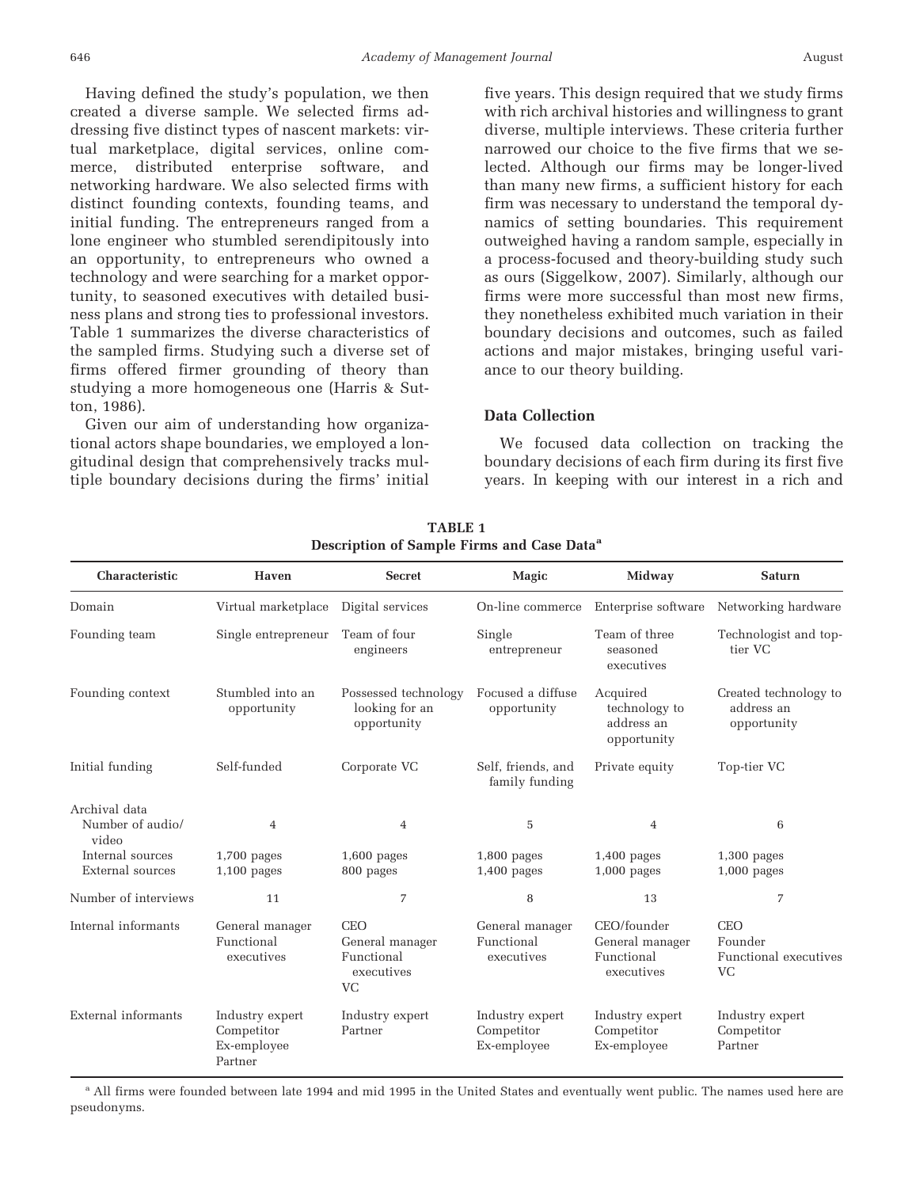Having defined the study's population, we then created a diverse sample. We selected firms addressing five distinct types of nascent markets: virtual marketplace, digital services, online commerce, distributed enterprise software, and networking hardware. We also selected firms with distinct founding contexts, founding teams, and initial funding. The entrepreneurs ranged from a lone engineer who stumbled serendipitously into an opportunity, to entrepreneurs who owned a technology and were searching for a market opportunity, to seasoned executives with detailed business plans and strong ties to professional investors. Table 1 summarizes the diverse characteristics of the sampled firms. Studying such a diverse set of firms offered firmer grounding of theory than studying a more homogeneous one (Harris & Sutton, 1986).

Given our aim of understanding how organizational actors shape boundaries, we employed a longitudinal design that comprehensively tracks multiple boundary decisions during the firms' initial five years. This design required that we study firms with rich archival histories and willingness to grant diverse, multiple interviews. These criteria further narrowed our choice to the five firms that we selected. Although our firms may be longer-lived than many new firms, a sufficient history for each firm was necessary to understand the temporal dynamics of setting boundaries. This requirement outweighed having a random sample, especially in a process-focused and theory-building study such as ours (Siggelkow, 2007). Similarly, although our firms were more successful than most new firms, they nonetheless exhibited much variation in their boundary decisions and outcomes, such as failed actions and major mistakes, bringing useful variance to our theory building.

### Data Collection

We focused data collection on tracking the boundary decisions of each firm during its first five years. In keeping with our interest in a rich and

**TABLE 1**
**Description of Sample Firms and Case Data[a]**

| Characteristic | Haven | Secret | Magic | Midway | Saturn |
|---|---|---|---|---|---|
| Domain | Virtual marketplace | Digital services | On-line commerce | Enterprise software | Networking hardware |
| Founding team | Single entrepreneur | Team of four engineers | Single entrepreneur | Team of three seasoned executives | Technologist and top-tier VC |
| Founding context | Stumbled into an opportunity | Possessed technology looking for an opportunity | Focused a diffuse opportunity | Acquired technology to address an opportunity | Created technology to address an opportunity |
| Initial funding | Self-funded | Corporate VC | Self, friends, and family funding | Private equity | Top-tier VC |
| Archival data | | | | | |
| Number of audio/video | 4 | 4 | 5 | 4 | 6 |
| Internal sources | 1,700 pages | 1,600 pages | 1,800 pages | 1,400 pages | 1,300 pages |
| External sources | 1,100 pages | 800 pages | 1,400 pages | 1,000 pages | 1,000 pages |
| Number of interviews | 11 | 7 | 8 | 13 | 7 |
| Internal informants | General manager<br>Functional executives | CEO<br>General manager<br>Functional executives<br>VC | General manager<br>Functional executives | CEO/founder<br>General manager<br>Functional executives | CEO<br>Founder<br>Functional executives<br>VC |
| External informants | Industry expert<br>Competitor<br>Ex-employee<br>Partner | Industry expert<br>Partner | Industry expert<br>Competitor<br>Ex-employee | Industry expert<br>Competitor<br>Ex-employee | Industry expert<br>Competitor<br>Partner |

[a] All firms were founded between late 1994 and mid 1995 in the United States and eventually went public. The names used here are pseudonyms.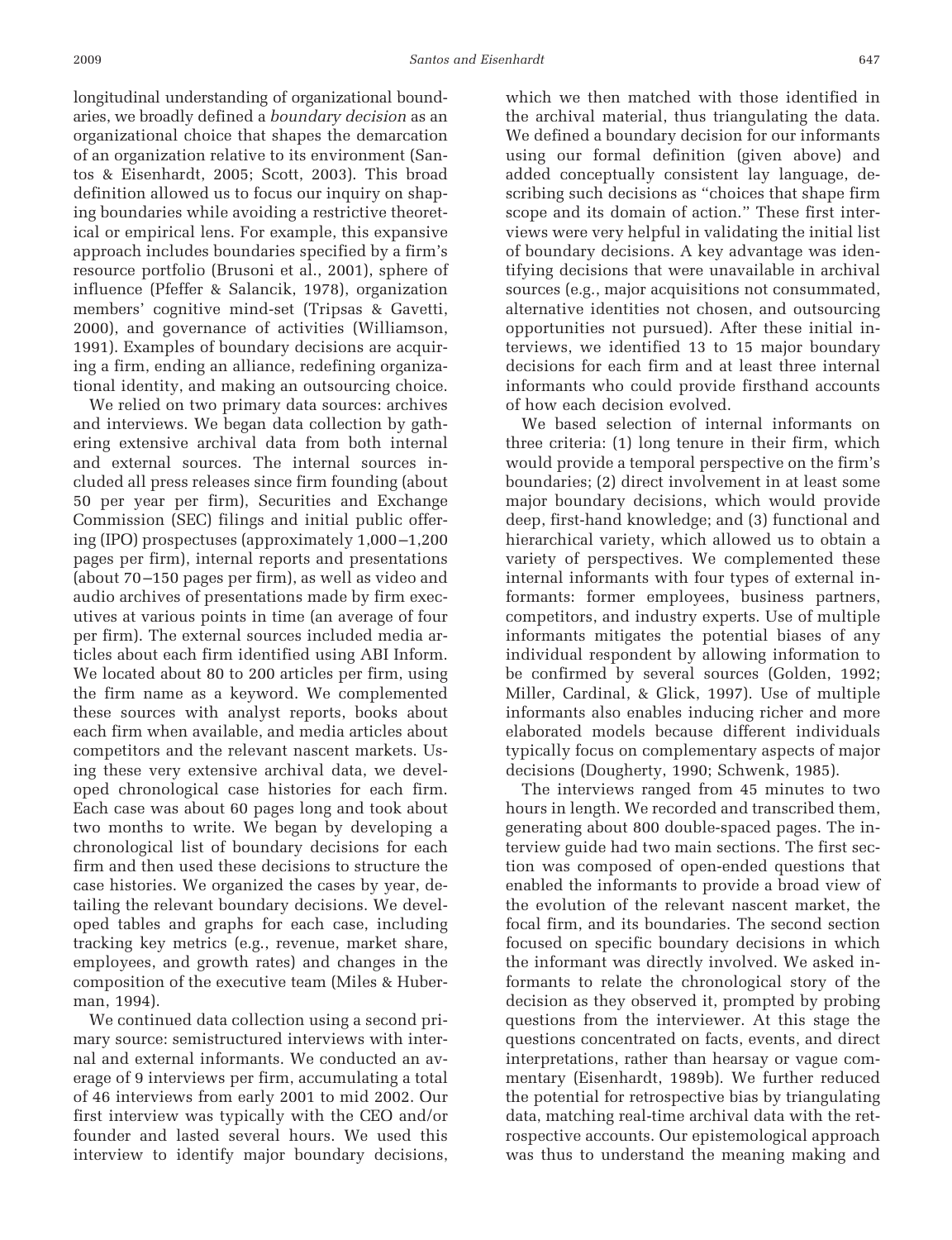longitudinal understanding of organizational boundaries, we broadly defined a *boundary decision* as an organizational choice that shapes the demarcation of an organization relative to its environment (Santos & Eisenhardt, 2005; Scott, 2003). This broad definition allowed us to focus our inquiry on shaping boundaries while avoiding a restrictive theoretical or empirical lens. For example, this expansive approach includes boundaries specified by a firm's resource portfolio (Brusoni et al., 2001), sphere of influence (Pfeffer & Salancik, 1978), organization members' cognitive mind-set (Tripsas & Gavetti, 2000), and governance of activities (Williamson, 1991). Examples of boundary decisions are acquiring a firm, ending an alliance, redefining organizational identity, and making an outsourcing choice.

We relied on two primary data sources: archives and interviews. We began data collection by gathering extensive archival data from both internal and external sources. The internal sources included all press releases since firm founding (about 50 per year per firm), Securities and Exchange Commission (SEC) filings and initial public offering (IPO) prospectuses (approximately 1,000–1,200 pages per firm), internal reports and presentations (about 70–150 pages per firm), as well as video and audio archives of presentations made by firm executives at various points in time (an average of four per firm). The external sources included media articles about each firm identified using ABI Inform. We located about 80 to 200 articles per firm, using the firm name as a keyword. We complemented these sources with analyst reports, books about each firm when available, and media articles about competitors and the relevant nascent markets. Using these very extensive archival data, we developed chronological case histories for each firm. Each case was about 60 pages long and took about two months to write. We began by developing a chronological list of boundary decisions for each firm and then used these decisions to structure the case histories. We organized the cases by year, detailing the relevant boundary decisions. We developed tables and graphs for each case, including tracking key metrics (e.g., revenue, market share, employees, and growth rates) and changes in the composition of the executive team (Miles & Huberman, 1994).

We continued data collection using a second primary source: semistructured interviews with internal and external informants. We conducted an average of 9 interviews per firm, accumulating a total of 46 interviews from early 2001 to mid 2002. Our first interview was typically with the CEO and/or founder and lasted several hours. We used this interview to identify major boundary decisions, which we then matched with those identified in the archival material, thus triangulating the data. We defined a boundary decision for our informants using our formal definition (given above) and added conceptually consistent lay language, describing such decisions as "choices that shape firm scope and its domain of action." These first interviews were very helpful in validating the initial list of boundary decisions. A key advantage was identifying decisions that were unavailable in archival sources (e.g., major acquisitions not consummated, alternative identities not chosen, and outsourcing opportunities not pursued). After these initial interviews, we identified 13 to 15 major boundary decisions for each firm and at least three internal informants who could provide firsthand accounts of how each decision evolved.

We based selection of internal informants on three criteria: (1) long tenure in their firm, which would provide a temporal perspective on the firm's boundaries; (2) direct involvement in at least some major boundary decisions, which would provide deep, first-hand knowledge; and (3) functional and hierarchical variety, which allowed us to obtain a variety of perspectives. We complemented these internal informants with four types of external informants: former employees, business partners, competitors, and industry experts. Use of multiple informants mitigates the potential biases of any individual respondent by allowing information to be confirmed by several sources (Golden, 1992; Miller, Cardinal, & Glick, 1997). Use of multiple informants also enables inducing richer and more elaborated models because different individuals typically focus on complementary aspects of major decisions (Dougherty, 1990; Schwenk, 1985).

The interviews ranged from 45 minutes to two hours in length. We recorded and transcribed them, generating about 800 double-spaced pages. The interview guide had two main sections. The first section was composed of open-ended questions that enabled the informants to provide a broad view of the evolution of the relevant nascent market, the focal firm, and its boundaries. The second section focused on specific boundary decisions in which the informant was directly involved. We asked informants to relate the chronological story of the decision as they observed it, prompted by probing questions from the interviewer. At this stage the questions concentrated on facts, events, and direct interpretations, rather than hearsay or vague commentary (Eisenhardt, 1989b). We further reduced the potential for retrospective bias by triangulating data, matching real-time archival data with the retrospective accounts. Our epistemological approach was thus to understand the meaning making and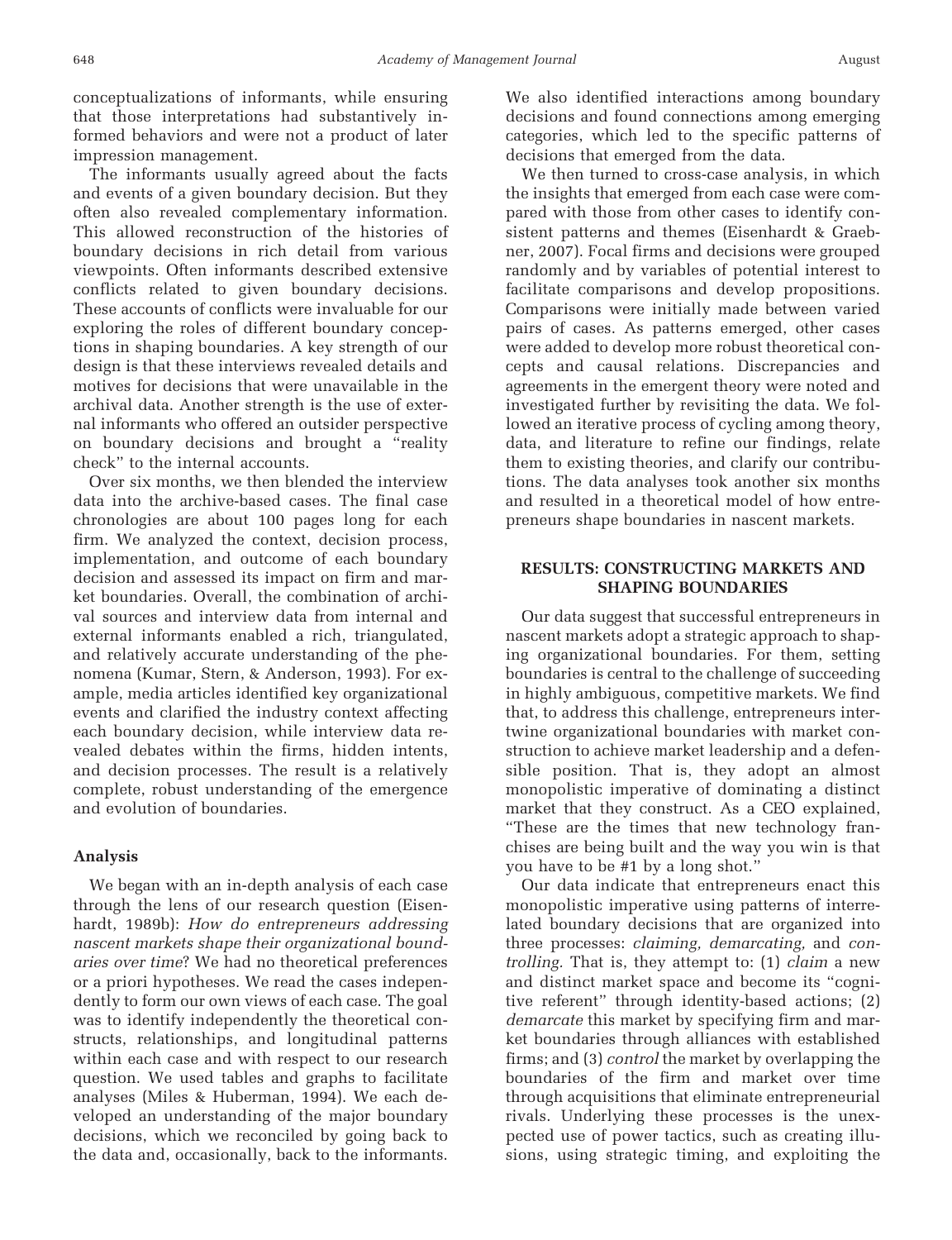conceptualizations of informants, while ensuring that those interpretations had substantively informed behaviors and were not a product of later impression management.

The informants usually agreed about the facts and events of a given boundary decision. But they often also revealed complementary information. This allowed reconstruction of the histories of boundary decisions in rich detail from various viewpoints. Often informants described extensive conflicts related to given boundary decisions. These accounts of conflicts were invaluable for our exploring the roles of different boundary conceptions in shaping boundaries. A key strength of our design is that these interviews revealed details and motives for decisions that were unavailable in the archival data. Another strength is the use of external informants who offered an outsider perspective on boundary decisions and brought a "reality check" to the internal accounts.

Over six months, we then blended the interview data into the archive-based cases. The final case chronologies are about 100 pages long for each firm. We analyzed the context, decision process, implementation, and outcome of each boundary decision and assessed its impact on firm and market boundaries. Overall, the combination of archival sources and interview data from internal and external informants enabled a rich, triangulated, and relatively accurate understanding of the phenomena (Kumar, Stern, & Anderson, 1993). For example, media articles identified key organizational events and clarified the industry context affecting each boundary decision, while interview data revealed debates within the firms, hidden intents, and decision processes. The result is a relatively complete, robust understanding of the emergence and evolution of boundaries.

### Analysis

We began with an in-depth analysis of each case through the lens of our research question (Eisenhardt, 1989b): *How do entrepreneurs addressing nascent markets shape their organizational boundaries over time*? We had no theoretical preferences or a priori hypotheses. We read the cases independently to form our own views of each case. The goal was to identify independently the theoretical constructs, relationships, and longitudinal patterns within each case and with respect to our research question. We used tables and graphs to facilitate analyses (Miles & Huberman, 1994). We each developed an understanding of the major boundary decisions, which we reconciled by going back to the data and, occasionally, back to the informants. We also identified interactions among boundary decisions and found connections among emerging categories, which led to the specific patterns of decisions that emerged from the data.

We then turned to cross-case analysis, in which the insights that emerged from each case were compared with those from other cases to identify consistent patterns and themes (Eisenhardt & Graebner, 2007). Focal firms and decisions were grouped randomly and by variables of potential interest to facilitate comparisons and develop propositions. Comparisons were initially made between varied pairs of cases. As patterns emerged, other cases were added to develop more robust theoretical concepts and causal relations. Discrepancies and agreements in the emergent theory were noted and investigated further by revisiting the data. We followed an iterative process of cycling among theory, data, and literature to refine our findings, relate them to existing theories, and clarify our contributions. The data analyses took another six months and resulted in a theoretical model of how entrepreneurs shape boundaries in nascent markets.

## RESULTS: CONSTRUCTING MARKETS AND SHAPING BOUNDARIES

Our data suggest that successful entrepreneurs in nascent markets adopt a strategic approach to shaping organizational boundaries. For them, setting boundaries is central to the challenge of succeeding in highly ambiguous, competitive markets. We find that, to address this challenge, entrepreneurs intertwine organizational boundaries with market construction to achieve market leadership and a defensible position. That is, they adopt an almost monopolistic imperative of dominating a distinct market that they construct. As a CEO explained, "These are the times that new technology franchises are being built and the way you win is that you have to be #1 by a long shot."

Our data indicate that entrepreneurs enact this monopolistic imperative using patterns of interrelated boundary decisions that are organized into three processes: *claiming, demarcating,* and *controlling.* That is, they attempt to: (1) *claim* a new and distinct market space and become its "cognitive referent" through identity-based actions; (2) *demarcate* this market by specifying firm and market boundaries through alliances with established firms; and (3) *control* the market by overlapping the boundaries of the firm and market over time through acquisitions that eliminate entrepreneurial rivals. Underlying these processes is the unexpected use of power tactics, such as creating illusions, using strategic timing, and exploiting the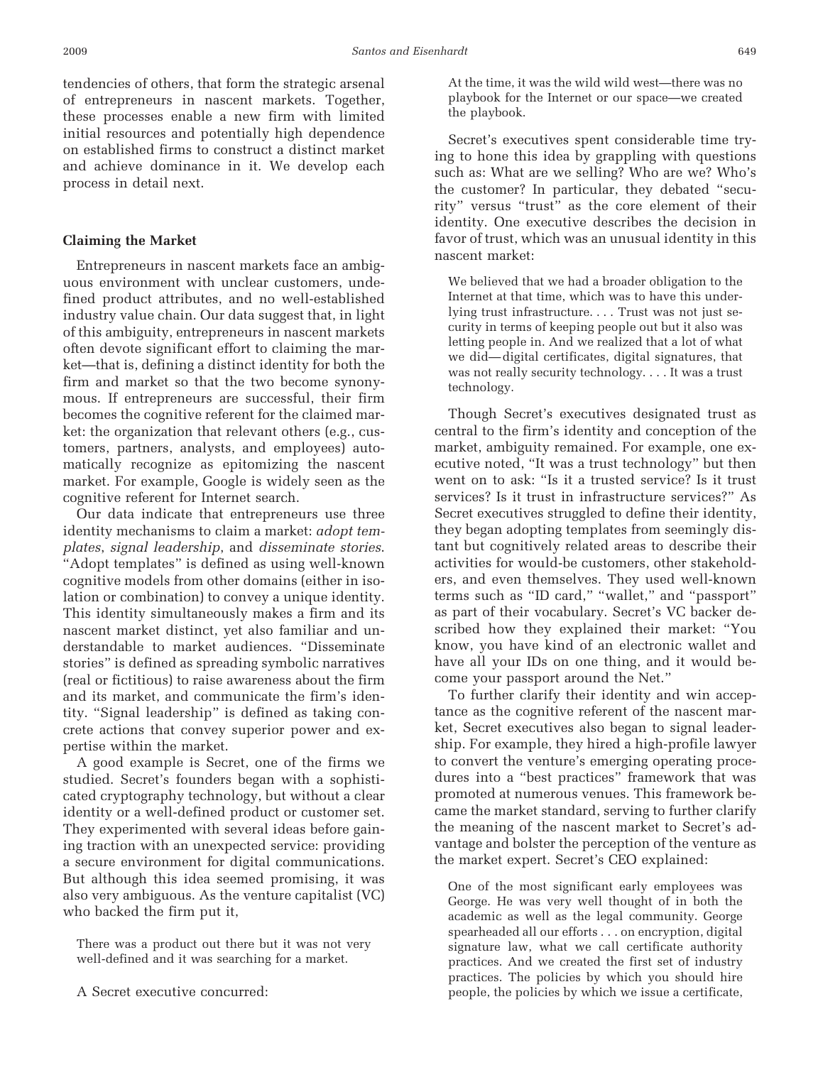tendencies of others, that form the strategic arsenal of entrepreneurs in nascent markets. Together, these processes enable a new firm with limited initial resources and potentially high dependence on established firms to construct a distinct market and achieve dominance in it. We develop each process in detail next.

### Claiming the Market

Entrepreneurs in nascent markets face an ambiguous environment with unclear customers, undefined product attributes, and no well-established industry value chain. Our data suggest that, in light of this ambiguity, entrepreneurs in nascent markets often devote significant effort to claiming the market—that is, defining a distinct identity for both the firm and market so that the two become synonymous. If entrepreneurs are successful, their firm becomes the cognitive referent for the claimed market: the organization that relevant others (e.g., customers, partners, analysts, and employees) automatically recognize as epitomizing the nascent market. For example, Google is widely seen as the cognitive referent for Internet search.

Our data indicate that entrepreneurs use three identity mechanisms to claim a market: *adopt templates*, *signal leadership*, and *disseminate stories*. "Adopt templates" is defined as using well-known cognitive models from other domains (either in isolation or combination) to convey a unique identity. This identity simultaneously makes a firm and its nascent market distinct, yet also familiar and understandable to market audiences. "Disseminate stories" is defined as spreading symbolic narratives (real or fictitious) to raise awareness about the firm and its market, and communicate the firm's identity. "Signal leadership" is defined as taking concrete actions that convey superior power and expertise within the market.

A good example is Secret, one of the firms we studied. Secret's founders began with a sophisticated cryptography technology, but without a clear identity or a well-defined product or customer set. They experimented with several ideas before gaining traction with an unexpected service: providing a secure environment for digital communications. But although this idea seemed promising, it was also very ambiguous. As the venture capitalist (VC) who backed the firm put it,

> There was a product out there but it was not very well-defined and it was searching for a market.

A Secret executive concurred:

> At the time, it was the wild wild west—there was no playbook for the Internet or our space—we created the playbook.

Secret's executives spent considerable time trying to hone this idea by grappling with questions such as: What are we selling? Who are we? Who's the customer? In particular, they debated "security" versus "trust" as the core element of their identity. One executive describes the decision in favor of trust, which was an unusual identity in this nascent market:

> We believed that we had a broader obligation to the Internet at that time, which was to have this underlying trust infrastructure. . . . Trust was not just security in terms of keeping people out but it also was letting people in. And we realized that a lot of what we did—digital certificates, digital signatures, that was not really security technology. . . . It was a trust technology.

Though Secret's executives designated trust as central to the firm's identity and conception of the market, ambiguity remained. For example, one executive noted, "It was a trust technology" but then went on to ask: "Is it a trusted service? Is it trust services? Is it trust in infrastructure services?" As Secret executives struggled to define their identity, they began adopting templates from seemingly distant but cognitively related areas to describe their activities for would-be customers, other stakeholders, and even themselves. They used well-known terms such as "ID card," "wallet," and "passport" as part of their vocabulary. Secret's VC backer described how they explained their market: "You know, you have kind of an electronic wallet and have all your IDs on one thing, and it would become your passport around the Net."

To further clarify their identity and win acceptance as the cognitive referent of the nascent market, Secret executives also began to signal leadership. For example, they hired a high-profile lawyer to convert the venture's emerging operating procedures into a "best practices" framework that was promoted at numerous venues. This framework became the market standard, serving to further clarify the meaning of the nascent market to Secret's advantage and bolster the perception of the venture as the market expert. Secret's CEO explained:

> One of the most significant early employees was George. He was very well thought of in both the academic as well as the legal community. George spearheaded all our efforts . . . on encryption, digital signature law, what we call certificate authority practices. And we created the first set of industry practices. The policies by which you should hire people, the policies by which we issue a certificate,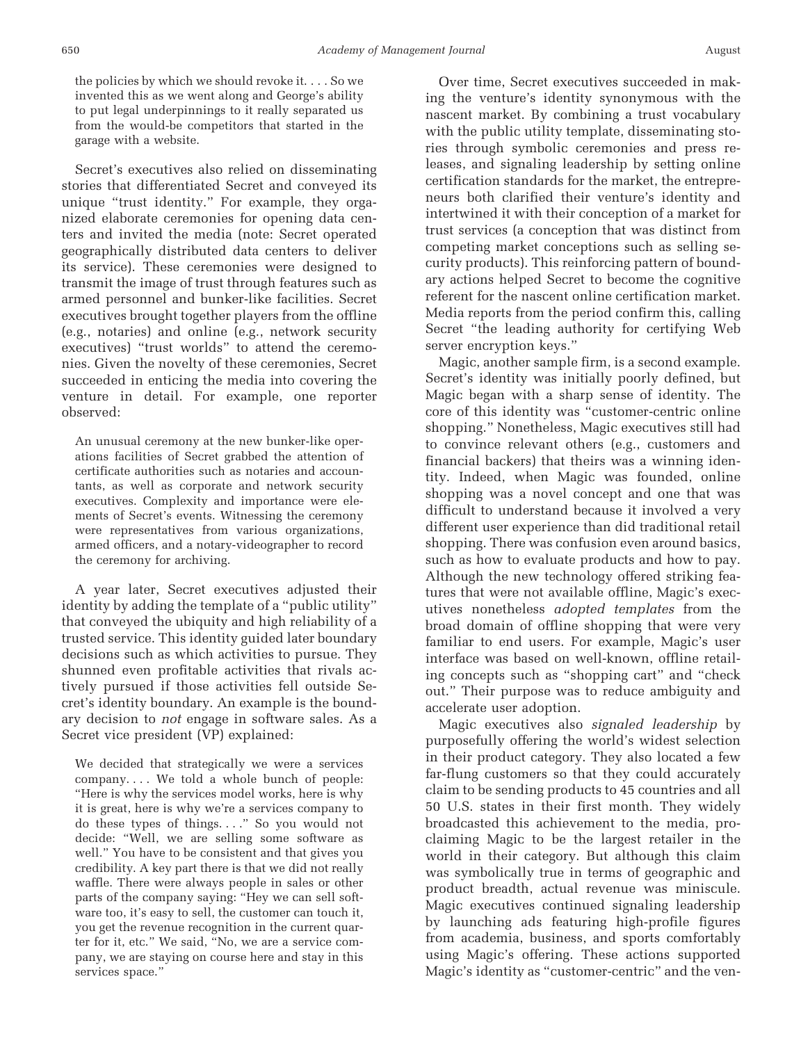the policies by which we should revoke it. . . . So we invented this as we went along and George's ability to put legal underpinnings to it really separated us from the would-be competitors that started in the garage with a website.

Secret's executives also relied on disseminating stories that differentiated Secret and conveyed its unique "trust identity." For example, they organized elaborate ceremonies for opening data centers and invited the media (note: Secret operated geographically distributed data centers to deliver its service). These ceremonies were designed to transmit the image of trust through features such as armed personnel and bunker-like facilities. Secret executives brought together players from the offline (e.g., notaries) and online (e.g., network security executives) "trust worlds" to attend the ceremonies. Given the novelty of these ceremonies, Secret succeeded in enticing the media into covering the venture in detail. For example, one reporter observed:

> An unusual ceremony at the new bunker-like operations facilities of Secret grabbed the attention of certificate authorities such as notaries and accountants, as well as corporate and network security executives. Complexity and importance were elements of Secret's events. Witnessing the ceremony were representatives from various organizations, armed officers, and a notary-videographer to record the ceremony for archiving.

A year later, Secret executives adjusted their identity by adding the template of a "public utility" that conveyed the ubiquity and high reliability of a trusted service. This identity guided later boundary decisions such as which activities to pursue. They shunned even profitable activities that rivals actively pursued if those activities fell outside Secret's identity boundary. An example is the boundary decision to *not* engage in software sales. As a Secret vice president (VP) explained:

> We decided that strategically we were a services company. . . . We told a whole bunch of people: "Here is why the services model works, here is why it is great, here is why we're a services company to do these types of things. . . ." So you would not decide: "Well, we are selling some software as well." You have to be consistent and that gives you credibility. A key part there is that we did not really waffle. There were always people in sales or other parts of the company saying: "Hey we can sell software too, it's easy to sell, the customer can touch it, you get the revenue recognition in the current quarter for it, etc." We said, "No, we are a service company, we are staying on course here and stay in this services space."

Over time, Secret executives succeeded in making the venture's identity synonymous with the nascent market. By combining a trust vocabulary with the public utility template, disseminating stories through symbolic ceremonies and press releases, and signaling leadership by setting online certification standards for the market, the entrepreneurs both clarified their venture's identity and intertwined it with their conception of a market for trust services (a conception that was distinct from competing market conceptions such as selling security products). This reinforcing pattern of boundary actions helped Secret to become the cognitive referent for the nascent online certification market. Media reports from the period confirm this, calling Secret "the leading authority for certifying Web server encryption keys."

Magic, another sample firm, is a second example. Secret's identity was initially poorly defined, but Magic began with a sharp sense of identity. The core of this identity was "customer-centric online shopping." Nonetheless, Magic executives still had to convince relevant others (e.g., customers and financial backers) that theirs was a winning identity. Indeed, when Magic was founded, online shopping was a novel concept and one that was difficult to understand because it involved a very different user experience than did traditional retail shopping. There was confusion even around basics, such as how to evaluate products and how to pay. Although the new technology offered striking features that were not available offline, Magic's executives nonetheless *adopted templates* from the broad domain of offline shopping that were very familiar to end users. For example, Magic's user interface was based on well-known, offline retailing concepts such as "shopping cart" and "check out." Their purpose was to reduce ambiguity and accelerate user adoption.

Magic executives also *signaled leadership* by purposefully offering the world's widest selection in their product category. They also located a few far-flung customers so that they could accurately claim to be sending products to 45 countries and all 50 U.S. states in their first month. They widely broadcasted this achievement to the media, proclaiming Magic to be the largest retailer in the world in their category. But although this claim was symbolically true in terms of geographic and product breadth, actual revenue was miniscule. Magic executives continued signaling leadership by launching ads featuring high-profile figures from academia, business, and sports comfortably using Magic's offering. These actions supported Magic's identity as "customer-centric" and the ven-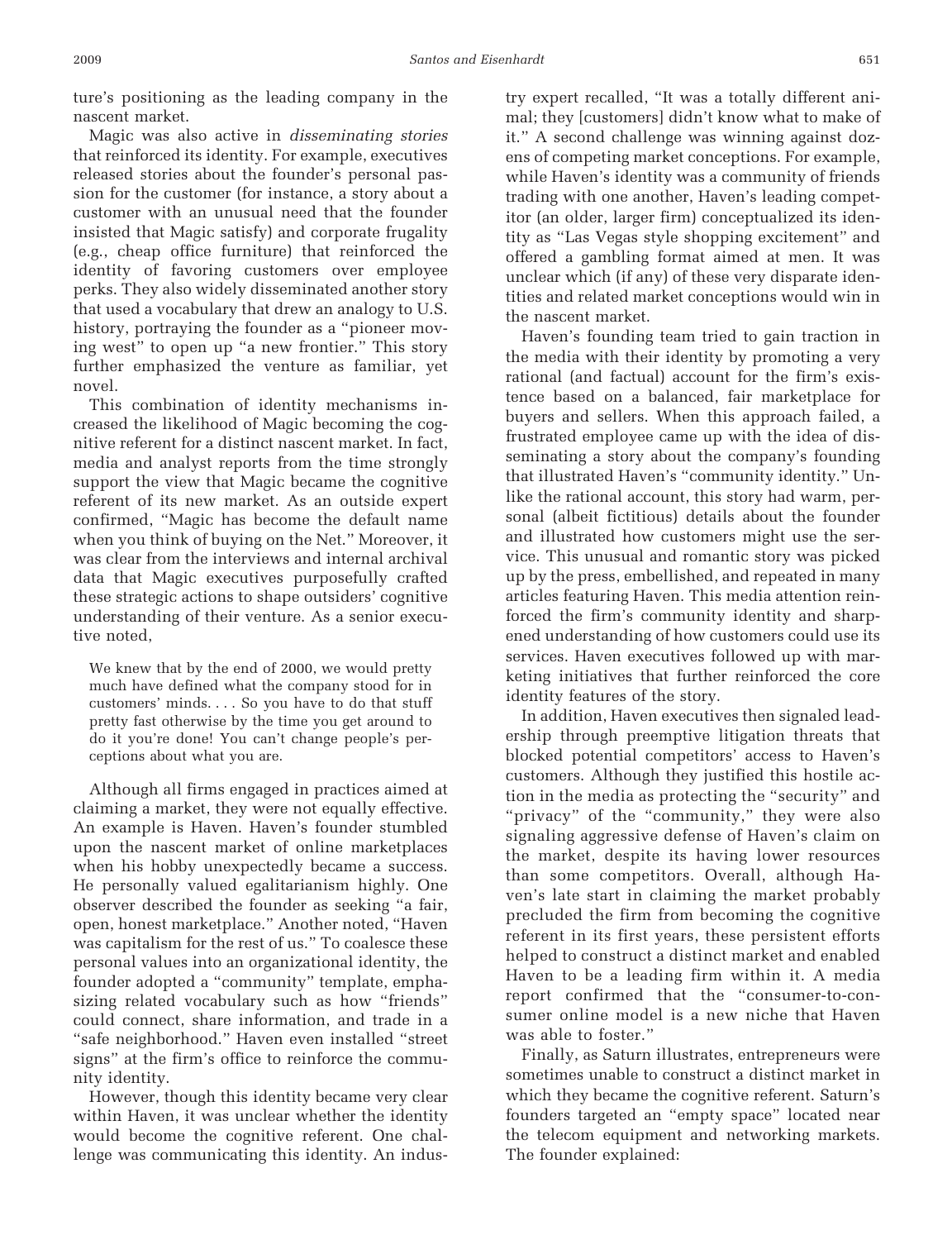ture's positioning as the leading company in the nascent market.

Magic was also active in *disseminating stories* that reinforced its identity. For example, executives released stories about the founder's personal passion for the customer (for instance, a story about a customer with an unusual need that the founder insisted that Magic satisfy) and corporate frugality (e.g., cheap office furniture) that reinforced the identity of favoring customers over employee perks. They also widely disseminated another story that used a vocabulary that drew an analogy to U.S. history, portraying the founder as a "pioneer moving west" to open up "a new frontier." This story further emphasized the venture as familiar, yet novel.

This combination of identity mechanisms increased the likelihood of Magic becoming the cognitive referent for a distinct nascent market. In fact, media and analyst reports from the time strongly support the view that Magic became the cognitive referent of its new market. As an outside expert confirmed, "Magic has become the default name when you think of buying on the Net." Moreover, it was clear from the interviews and internal archival data that Magic executives purposefully crafted these strategic actions to shape outsiders' cognitive understanding of their venture. As a senior executive noted,

> We knew that by the end of 2000, we would pretty much have defined what the company stood for in customers' minds. . . . So you have to do that stuff pretty fast otherwise by the time you get around to do it you're done! You can't change people's perceptions about what you are.

Although all firms engaged in practices aimed at claiming a market, they were not equally effective. An example is Haven. Haven's founder stumbled upon the nascent market of online marketplaces when his hobby unexpectedly became a success. He personally valued egalitarianism highly. One observer described the founder as seeking "a fair, open, honest marketplace." Another noted, "Haven was capitalism for the rest of us." To coalesce these personal values into an organizational identity, the founder adopted a "community" template, emphasizing related vocabulary such as how "friends" could connect, share information, and trade in a "safe neighborhood." Haven even installed "street signs" at the firm's office to reinforce the community identity.

However, though this identity became very clear within Haven, it was unclear whether the identity would become the cognitive referent. One challenge was communicating this identity. An industry expert recalled, "It was a totally different animal; they [customers] didn't know what to make of it." A second challenge was winning against dozens of competing market conceptions. For example, while Haven's identity was a community of friends trading with one another, Haven's leading competitor (an older, larger firm) conceptualized its identity as "Las Vegas style shopping excitement" and offered a gambling format aimed at men. It was unclear which (if any) of these very disparate identities and related market conceptions would win in the nascent market.

Haven's founding team tried to gain traction in the media with their identity by promoting a very rational (and factual) account for the firm's existence based on a balanced, fair marketplace for buyers and sellers. When this approach failed, a frustrated employee came up with the idea of disseminating a story about the company's founding that illustrated Haven's "community identity." Unlike the rational account, this story had warm, personal (albeit fictitious) details about the founder and illustrated how customers might use the service. This unusual and romantic story was picked up by the press, embellished, and repeated in many articles featuring Haven. This media attention reinforced the firm's community identity and sharpened understanding of how customers could use its services. Haven executives followed up with marketing initiatives that further reinforced the core identity features of the story.

In addition, Haven executives then signaled leadership through preemptive litigation threats that blocked potential competitors' access to Haven's customers. Although they justified this hostile action in the media as protecting the "security" and "privacy" of the "community," they were also signaling aggressive defense of Haven's claim on the market, despite its having lower resources than some competitors. Overall, although Haven's late start in claiming the market probably precluded the firm from becoming the cognitive referent in its first years, these persistent efforts helped to construct a distinct market and enabled Haven to be a leading firm within it. A media report confirmed that the "consumer-to-consumer online model is a new niche that Haven was able to foster."

Finally, as Saturn illustrates, entrepreneurs were sometimes unable to construct a distinct market in which they became the cognitive referent. Saturn's founders targeted an "empty space" located near the telecom equipment and networking markets. The founder explained: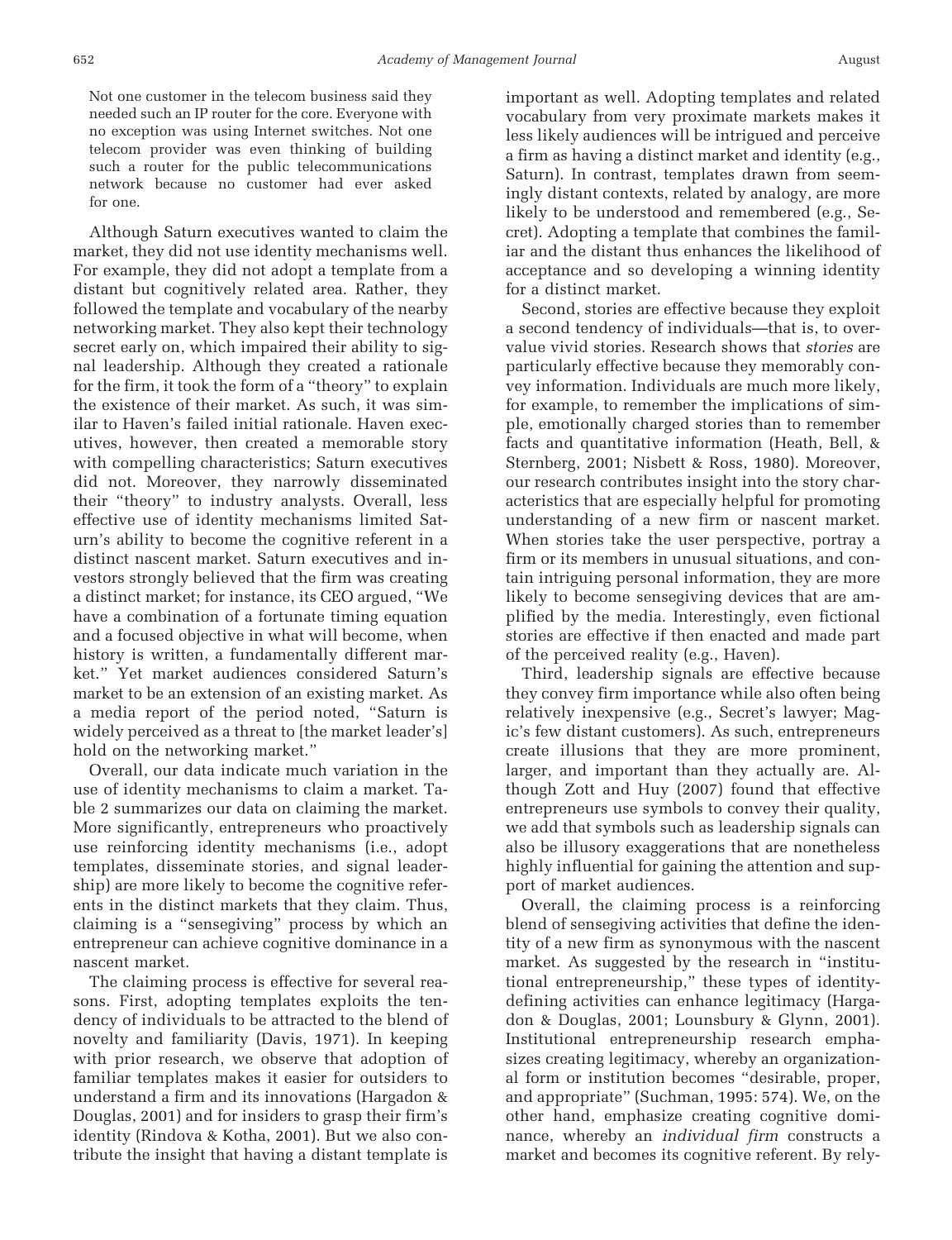> Not one customer in the telecom business said they needed such an IP router for the core. Everyone with no exception was using Internet switches. Not one telecom provider was even thinking of building such a router for the public telecommunications network because no customer had ever asked for one.

Although Saturn executives wanted to claim the market, they did not use identity mechanisms well. For example, they did not adopt a template from a distant but cognitively related area. Rather, they followed the template and vocabulary of the nearby networking market. They also kept their technology secret early on, which impaired their ability to signal leadership. Although they created a rationale for the firm, it took the form of a "theory" to explain the existence of their market. As such, it was similar to Haven's failed initial rationale. Haven executives, however, then created a memorable story with compelling characteristics; Saturn executives did not. Moreover, they narrowly disseminated their "theory" to industry analysts. Overall, less effective use of identity mechanisms limited Saturn's ability to become the cognitive referent in a distinct nascent market. Saturn executives and investors strongly believed that the firm was creating a distinct market; for instance, its CEO argued, "We have a combination of a fortunate timing equation and a focused objective in what will become, when history is written, a fundamentally different market." Yet market audiences considered Saturn's market to be an extension of an existing market. As a media report of the period noted, "Saturn is widely perceived as a threat to [the market leader's] hold on the networking market."

Overall, our data indicate much variation in the use of identity mechanisms to claim a market. Table 2 summarizes our data on claiming the market. More significantly, entrepreneurs who proactively use reinforcing identity mechanisms (i.e., adopt templates, disseminate stories, and signal leadership) are more likely to become the cognitive referents in the distinct markets that they claim. Thus, claiming is a "sensegiving" process by which an entrepreneur can achieve cognitive dominance in a nascent market.

The claiming process is effective for several reasons. First, adopting templates exploits the tendency of individuals to be attracted to the blend of novelty and familiarity (Davis, 1971). In keeping with prior research, we observe that adoption of familiar templates makes it easier for outsiders to understand a firm and its innovations (Hargadon & Douglas, 2001) and for insiders to grasp their firm's identity (Rindova & Kotha, 2001). But we also contribute the insight that having a distant template is important as well. Adopting templates and related vocabulary from very proximate markets makes it less likely audiences will be intrigued and perceive a firm as having a distinct market and identity (e.g., Saturn). In contrast, templates drawn from seemingly distant contexts, related by analogy, are more likely to be understood and remembered (e.g., Secret). Adopting a template that combines the familiar and the distant thus enhances the likelihood of acceptance and so developing a winning identity for a distinct market.

Second, stories are effective because they exploit a second tendency of individuals—that is, to overvalue vivid stories. Research shows that *stories* are particularly effective because they memorably convey information. Individuals are much more likely, for example, to remember the implications of simple, emotionally charged stories than to remember facts and quantitative information (Heath, Bell, & Sternberg, 2001; Nisbett & Ross, 1980). Moreover, our research contributes insight into the story characteristics that are especially helpful for promoting understanding of a new firm or nascent market. When stories take the user perspective, portray a firm or its members in unusual situations, and contain intriguing personal information, they are more likely to become sensegiving devices that are amplified by the media. Interestingly, even fictional stories are effective if then enacted and made part of the perceived reality (e.g., Haven).

Third, leadership signals are effective because they convey firm importance while also often being relatively inexpensive (e.g., Secret's lawyer; Magic's few distant customers). As such, entrepreneurs create illusions that they are more prominent, larger, and important than they actually are. Although Zott and Huy (2007) found that effective entrepreneurs use symbols to convey their quality, we add that symbols such as leadership signals can also be illusory exaggerations that are nonetheless highly influential for gaining the attention and support of market audiences.

Overall, the claiming process is a reinforcing blend of sensegiving activities that define the identity of a new firm as synonymous with the nascent market. As suggested by the research in "institutional entrepreneurship," these types of identity-defining activities can enhance legitimacy (Hargadon & Douglas, 2001; Lounsbury & Glynn, 2001). Institutional entrepreneurship research emphasizes creating legitimacy, whereby an organizational form or institution becomes "desirable, proper, and appropriate" (Suchman, 1995: 574). We, on the other hand, emphasize creating cognitive dominance, whereby an *individual firm* constructs a market and becomes its cognitive referent. By rely-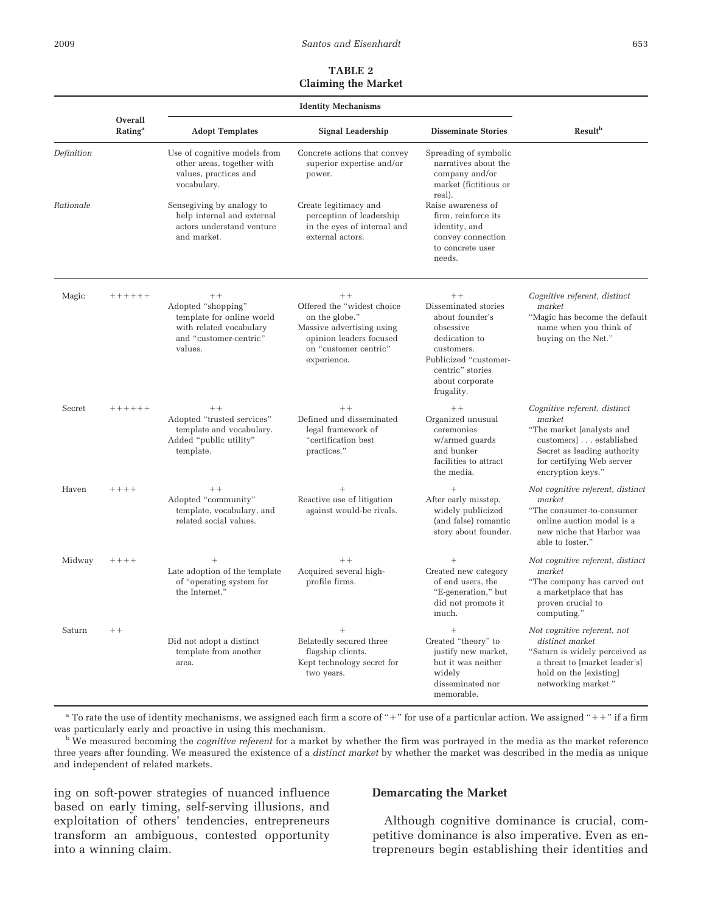**TABLE 2**
**Claiming the Market**

| | Overall Rating[a] | Identity Mechanisms | | | Result[b] |
|---|---|---|---|---|---|
| | | Adopt Templates | Signal Leadership | Disseminate Stories | |
| *Definition* | | Use of cognitive models from other areas, together with values, practices and vocabulary. | Concrete actions that convey superior expertise and/or power. | Spreading of symbolic narratives about the company and/or market (fictitious or real). | |
| *Rationale* | | Sensegiving by analogy to help internal and external actors understand venture and market. | Create legitimacy and perception of leadership in the eyes of internal and external actors. | Raise awareness of firm, reinforce its identity, and convey connection to concrete user needs. | |
| Magic | ++++++ | ++ Adopted "shopping" template for online world with related vocabulary and "customer-centric" values. | ++ Offered the "widest choice on the globe." Massive advertising using opinion leaders focused on "customer centric" experience. | ++ Disseminated stories about founder's obsessive dedication to customers. Publicized "customer-centric" stories about corporate frugality. | *Cognitive referent, distinct market* "Magic has become the default name when you think of buying on the Net." |
| Secret | ++++++ | ++ Adopted "trusted services" template and vocabulary. Added "public utility" template. | ++ Defined and disseminated legal framework of "certification best practices." | ++ Organized unusual ceremonies w/armed guards and bunker facilities to attract the media. | *Cognitive referent, distinct market* "The market [analysts and customers] . . . established Secret as leading authority for certifying Web server encryption keys." |
| Haven | ++++ | ++ Adopted "community" template, vocabulary, and related social values. | + Reactive use of litigation against would-be rivals. | + After early misstep, widely publicized (and false) romantic story about founder. | *Not cognitive referent, distinct market* "The consumer-to-consumer online auction model is a new niche that Harbor was able to foster." |
| Midway | ++++ | + Late adoption of the template of "operating system for the Internet." | ++ Acquired several high-profile firms. | + Created new category of end users, the "E-generation," but did not promote it much. | *Not cognitive referent, distinct market* "The company has carved out a marketplace that has proven crucial to computing." |
| Saturn | ++ | Did not adopt a distinct template from another area. | + Belatedly secured three flagship clients. Kept technology secret for two years. | + Created "theory" to justify new market, but it was neither widely disseminated nor memorable. | *Not cognitive referent, not distinct market* "Saturn is widely perceived as a threat to [market leader's] hold on the [existing] networking market." |

[a] To rate the use of identity mechanisms, we assigned each firm a score of "+" for use of a particular action. We assigned "++" if a firm was particularly early and proactive in using this mechanism.

[b] We measured becoming the *cognitive referent* for a market by whether the firm was portrayed in the media as the market reference three years after founding. We measured the existence of a *distinct market* by whether the market was described in the media as unique and independent of related markets.

ing on soft-power strategies of nuanced influence based on early timing, self-serving illusions, and exploitation of others' tendencies, entrepreneurs transform an ambiguous, contested opportunity into a winning claim.

### Demarcating the Market

Although cognitive dominance is crucial, competitive dominance is also imperative. Even as entrepreneurs begin establishing their identities and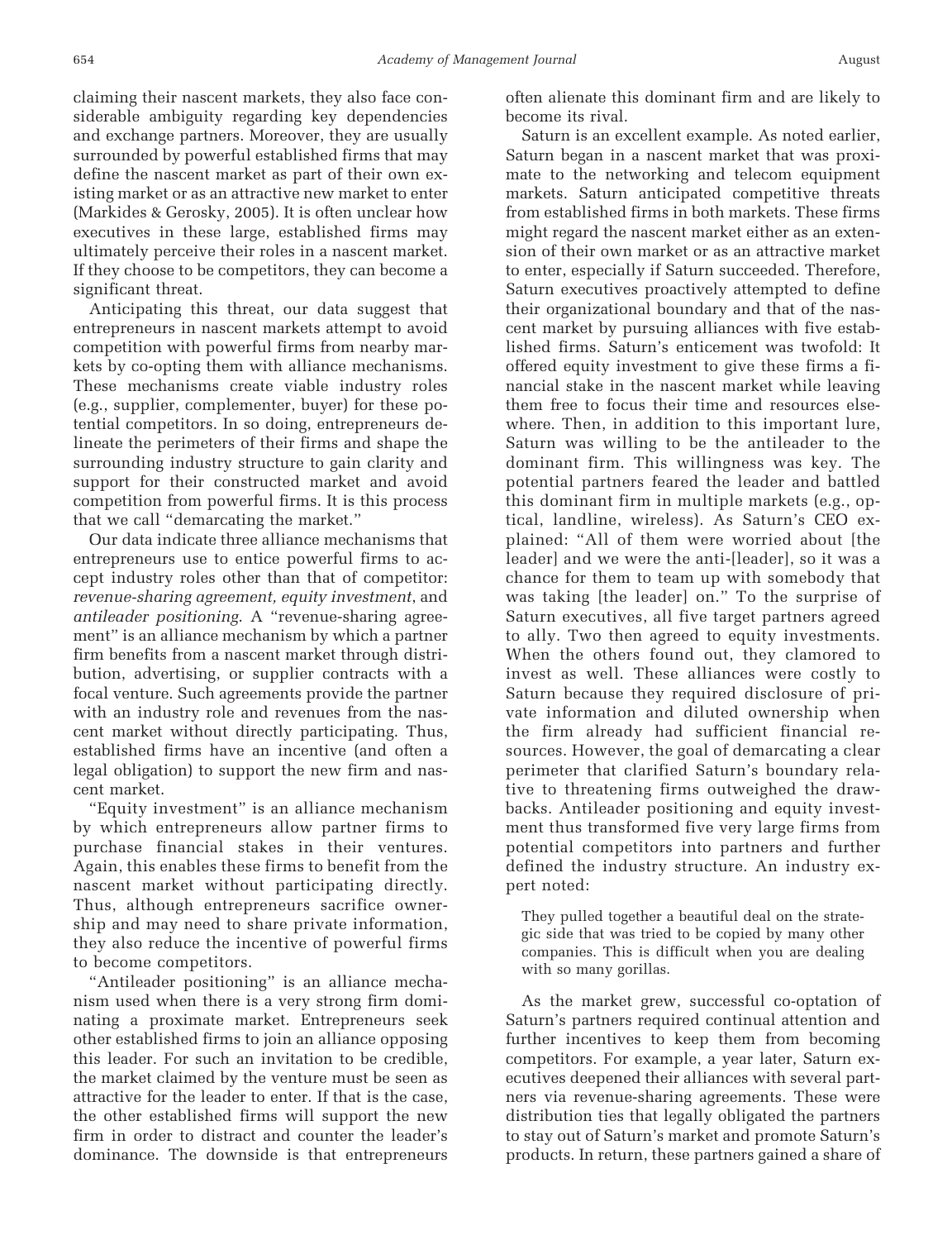claiming their nascent markets, they also face considerable ambiguity regarding key dependencies and exchange partners. Moreover, they are usually surrounded by powerful established firms that may define the nascent market as part of their own existing market or as an attractive new market to enter (Markides & Gerosky, 2005). It is often unclear how executives in these large, established firms may ultimately perceive their roles in a nascent market. If they choose to be competitors, they can become a significant threat.

Anticipating this threat, our data suggest that entrepreneurs in nascent markets attempt to avoid competition with powerful firms from nearby markets by co-opting them with alliance mechanisms. These mechanisms create viable industry roles (e.g., supplier, complementer, buyer) for these potential competitors. In so doing, entrepreneurs delineate the perimeters of their firms and shape the surrounding industry structure to gain clarity and support for their constructed market and avoid competition from powerful firms. It is this process that we call "demarcating the market."

Our data indicate three alliance mechanisms that entrepreneurs use to entice powerful firms to accept industry roles other than that of competitor: *revenue-sharing agreement, equity investment*, and *antileader positioning*. A "revenue-sharing agreement" is an alliance mechanism by which a partner firm benefits from a nascent market through distribution, advertising, or supplier contracts with a focal venture. Such agreements provide the partner with an industry role and revenues from the nascent market without directly participating. Thus, established firms have an incentive (and often a legal obligation) to support the new firm and nascent market.

"Equity investment" is an alliance mechanism by which entrepreneurs allow partner firms to purchase financial stakes in their ventures. Again, this enables these firms to benefit from the nascent market without participating directly. Thus, although entrepreneurs sacrifice ownership and may need to share private information, they also reduce the incentive of powerful firms to become competitors.

"Antileader positioning" is an alliance mechanism used when there is a very strong firm dominating a proximate market. Entrepreneurs seek other established firms to join an alliance opposing this leader. For such an invitation to be credible, the market claimed by the venture must be seen as attractive for the leader to enter. If that is the case, the other established firms will support the new firm in order to distract and counter the leader's dominance. The downside is that entrepreneurs often alienate this dominant firm and are likely to become its rival.

Saturn is an excellent example. As noted earlier, Saturn began in a nascent market that was proximate to the networking and telecom equipment markets. Saturn anticipated competitive threats from established firms in both markets. These firms might regard the nascent market either as an extension of their own market or as an attractive market to enter, especially if Saturn succeeded. Therefore, Saturn executives proactively attempted to define their organizational boundary and that of the nascent market by pursuing alliances with five established firms. Saturn's enticement was twofold: It offered equity investment to give these firms a financial stake in the nascent market while leaving them free to focus their time and resources elsewhere. Then, in addition to this important lure, Saturn was willing to be the antileader to the dominant firm. This willingness was key. The potential partners feared the leader and battled this dominant firm in multiple markets (e.g., optical, landline, wireless). As Saturn's CEO explained: "All of them were worried about [the leader] and we were the anti-[leader], so it was a chance for them to team up with somebody that was taking [the leader] on." To the surprise of Saturn executives, all five target partners agreed to ally. Two then agreed to equity investments. When the others found out, they clamored to invest as well. These alliances were costly to Saturn because they required disclosure of private information and diluted ownership when the firm already had sufficient financial resources. However, the goal of demarcating a clear perimeter that clarified Saturn's boundary relative to threatening firms outweighed the drawbacks. Antileader positioning and equity investment thus transformed five very large firms from potential competitors into partners and further defined the industry structure. An industry expert noted:

> They pulled together a beautiful deal on the strategic side that was tried to be copied by many other companies. This is difficult when you are dealing with so many gorillas.

As the market grew, successful co-optation of Saturn's partners required continual attention and further incentives to keep them from becoming competitors. For example, a year later, Saturn executives deepened their alliances with several partners via revenue-sharing agreements. These were distribution ties that legally obligated the partners to stay out of Saturn's market and promote Saturn's products. In return, these partners gained a share of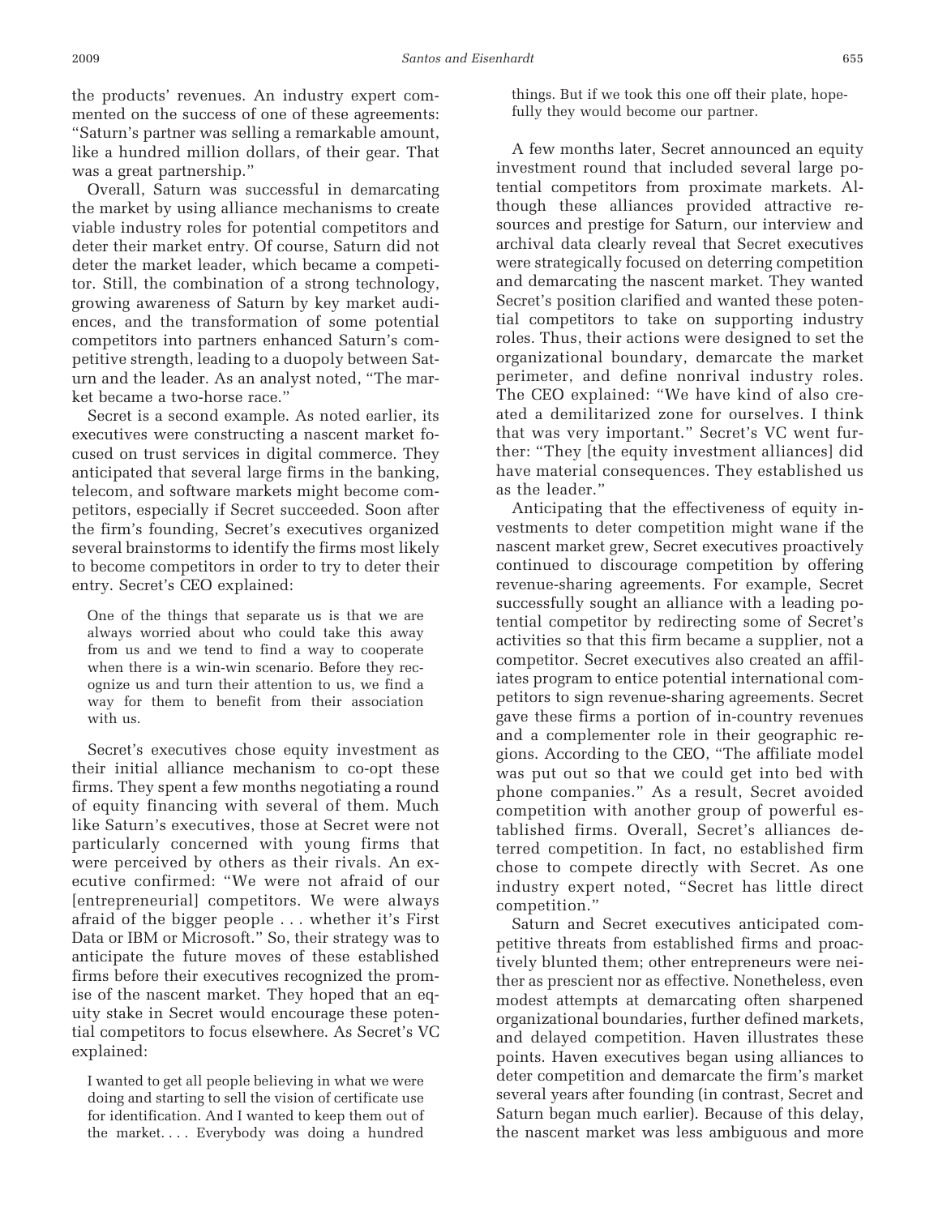the products' revenues. An industry expert commented on the success of one of these agreements: "Saturn's partner was selling a remarkable amount, like a hundred million dollars, of their gear. That was a great partnership."

Overall, Saturn was successful in demarcating the market by using alliance mechanisms to create viable industry roles for potential competitors and deter their market entry. Of course, Saturn did not deter the market leader, which became a competitor. Still, the combination of a strong technology, growing awareness of Saturn by key market audiences, and the transformation of some potential competitors into partners enhanced Saturn's competitive strength, leading to a duopoly between Saturn and the leader. As an analyst noted, "The market became a two-horse race."

Secret is a second example. As noted earlier, its executives were constructing a nascent market focused on trust services in digital commerce. They anticipated that several large firms in the banking, telecom, and software markets might become competitors, especially if Secret succeeded. Soon after the firm's founding, Secret's executives organized several brainstorms to identify the firms most likely to become competitors in order to try to deter their entry. Secret's CEO explained:

> One of the things that separate us is that we are always worried about who could take this away from us and we tend to find a way to cooperate when there is a win-win scenario. Before they recognize us and turn their attention to us, we find a way for them to benefit from their association with us.

Secret's executives chose equity investment as their initial alliance mechanism to co-opt these firms. They spent a few months negotiating a round of equity financing with several of them. Much like Saturn's executives, those at Secret were not particularly concerned with young firms that were perceived by others as their rivals. An executive confirmed: "We were not afraid of our [entrepreneurial] competitors. We were always afraid of the bigger people . . . whether it's First Data or IBM or Microsoft." So, their strategy was to anticipate the future moves of these established firms before their executives recognized the promise of the nascent market. They hoped that an equity stake in Secret would encourage these potential competitors to focus elsewhere. As Secret's VC explained:

> I wanted to get all people believing in what we were doing and starting to sell the vision of certificate use for identification. And I wanted to keep them out of the market. . . . Everybody was doing a hundred things. But if we took this one off their plate, hopefully they would become our partner.

A few months later, Secret announced an equity investment round that included several large potential competitors from proximate markets. Although these alliances provided attractive resources and prestige for Saturn, our interview and archival data clearly reveal that Secret executives were strategically focused on deterring competition and demarcating the nascent market. They wanted Secret's position clarified and wanted these potential competitors to take on supporting industry roles. Thus, their actions were designed to set the organizational boundary, demarcate the market perimeter, and define nonrival industry roles. The CEO explained: "We have kind of also created a demilitarized zone for ourselves. I think that was very important." Secret's VC went further: "They [the equity investment alliances] did have material consequences. They established us as the leader."

Anticipating that the effectiveness of equity investments to deter competition might wane if the nascent market grew, Secret executives proactively continued to discourage competition by offering revenue-sharing agreements. For example, Secret successfully sought an alliance with a leading potential competitor by redirecting some of Secret's activities so that this firm became a supplier, not a competitor. Secret executives also created an affiliates program to entice potential international competitors to sign revenue-sharing agreements. Secret gave these firms a portion of in-country revenues and a complementer role in their geographic regions. According to the CEO, "The affiliate model was put out so that we could get into bed with phone companies." As a result, Secret avoided competition with another group of powerful established firms. Overall, Secret's alliances deterred competition. In fact, no established firm chose to compete directly with Secret. As one industry expert noted, "Secret has little direct competition."

Saturn and Secret executives anticipated competitive threats from established firms and proactively blunted them; other entrepreneurs were neither as prescient nor as effective. Nonetheless, even modest attempts at demarcating often sharpened organizational boundaries, further defined markets, and delayed competition. Haven illustrates these points. Haven executives began using alliances to deter competition and demarcate the firm's market several years after founding (in contrast, Secret and Saturn began much earlier). Because of this delay, the nascent market was less ambiguous and more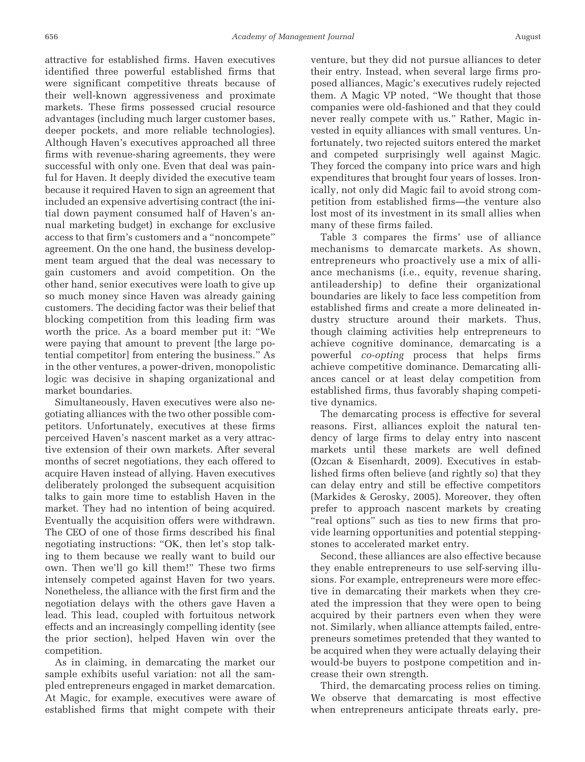attractive for established firms. Haven executives identified three powerful established firms that were significant competitive threats because of their well-known aggressiveness and proximate markets. These firms possessed crucial resource advantages (including much larger customer bases, deeper pockets, and more reliable technologies). Although Haven's executives approached all three firms with revenue-sharing agreements, they were successful with only one. Even that deal was painful for Haven. It deeply divided the executive team because it required Haven to sign an agreement that included an expensive advertising contract (the initial down payment consumed half of Haven's annual marketing budget) in exchange for exclusive access to that firm's customers and a "noncompete" agreement. On the one hand, the business development team argued that the deal was necessary to gain customers and avoid competition. On the other hand, senior executives were loath to give up so much money since Haven was already gaining customers. The deciding factor was their belief that blocking competition from this leading firm was worth the price. As a board member put it: "We were paying that amount to prevent [the large potential competitor] from entering the business." As in the other ventures, a power-driven, monopolistic logic was decisive in shaping organizational and market boundaries.

Simultaneously, Haven executives were also negotiating alliances with the two other possible competitors. Unfortunately, executives at these firms perceived Haven's nascent market as a very attractive extension of their own markets. After several months of secret negotiations, they each offered to acquire Haven instead of allying. Haven executives deliberately prolonged the subsequent acquisition talks to gain more time to establish Haven in the market. They had no intention of being acquired. Eventually the acquisition offers were withdrawn. The CEO of one of those firms described his final negotiating instructions: "OK, then let's stop talking to them because we really want to build our own. Then we'll go kill them!" These two firms intensely competed against Haven for two years. Nonetheless, the alliance with the first firm and the negotiation delays with the others gave Haven a lead. This lead, coupled with fortuitous network effects and an increasingly compelling identity (see the prior section), helped Haven win over the competition.

As in claiming, in demarcating the market our sample exhibits useful variation: not all the sampled entrepreneurs engaged in market demarcation. At Magic, for example, executives were aware of established firms that might compete with their venture, but they did not pursue alliances to deter their entry. Instead, when several large firms proposed alliances, Magic's executives rudely rejected them. A Magic VP noted, "We thought that those companies were old-fashioned and that they could never really compete with us." Rather, Magic invested in equity alliances with small ventures. Unfortunately, two rejected suitors entered the market and competed surprisingly well against Magic. They forced the company into price wars and high expenditures that brought four years of losses. Ironically, not only did Magic fail to avoid strong competition from established firms—the venture also lost most of its investment in its small allies when many of these firms failed.

Table 3 compares the firms' use of alliance mechanisms to demarcate markets. As shown, entrepreneurs who proactively use a mix of alliance mechanisms (i.e., equity, revenue sharing, antileadership) to define their organizational boundaries are likely to face less competition from established firms and create a more delineated industry structure around their markets. Thus, though claiming activities help entrepreneurs to achieve cognitive dominance, demarcating is a powerful *co-opting* process that helps firms achieve competitive dominance. Demarcating alliances cancel or at least delay competition from established firms, thus favorably shaping competitive dynamics.

The demarcating process is effective for several reasons. First, alliances exploit the natural tendency of large firms to delay entry into nascent markets until these markets are well defined (Ozcan & Eisenhardt, 2009). Executives in established firms often believe (and rightly so) that they can delay entry and still be effective competitors (Markides & Gerosky, 2005). Moreover, they often prefer to approach nascent markets by creating "real options" such as ties to new firms that provide learning opportunities and potential steppingstones to accelerated market entry.

Second, these alliances are also effective because they enable entrepreneurs to use self-serving illusions. For example, entrepreneurs were more effective in demarcating their markets when they created the impression that they were open to being acquired by their partners even when they were not. Similarly, when alliance attempts failed, entrepreneurs sometimes pretended that they wanted to be acquired when they were actually delaying their would-be buyers to postpone competition and increase their own strength.

Third, the demarcating process relies on timing. We observe that demarcating is most effective when entrepreneurs anticipate threats early, pre-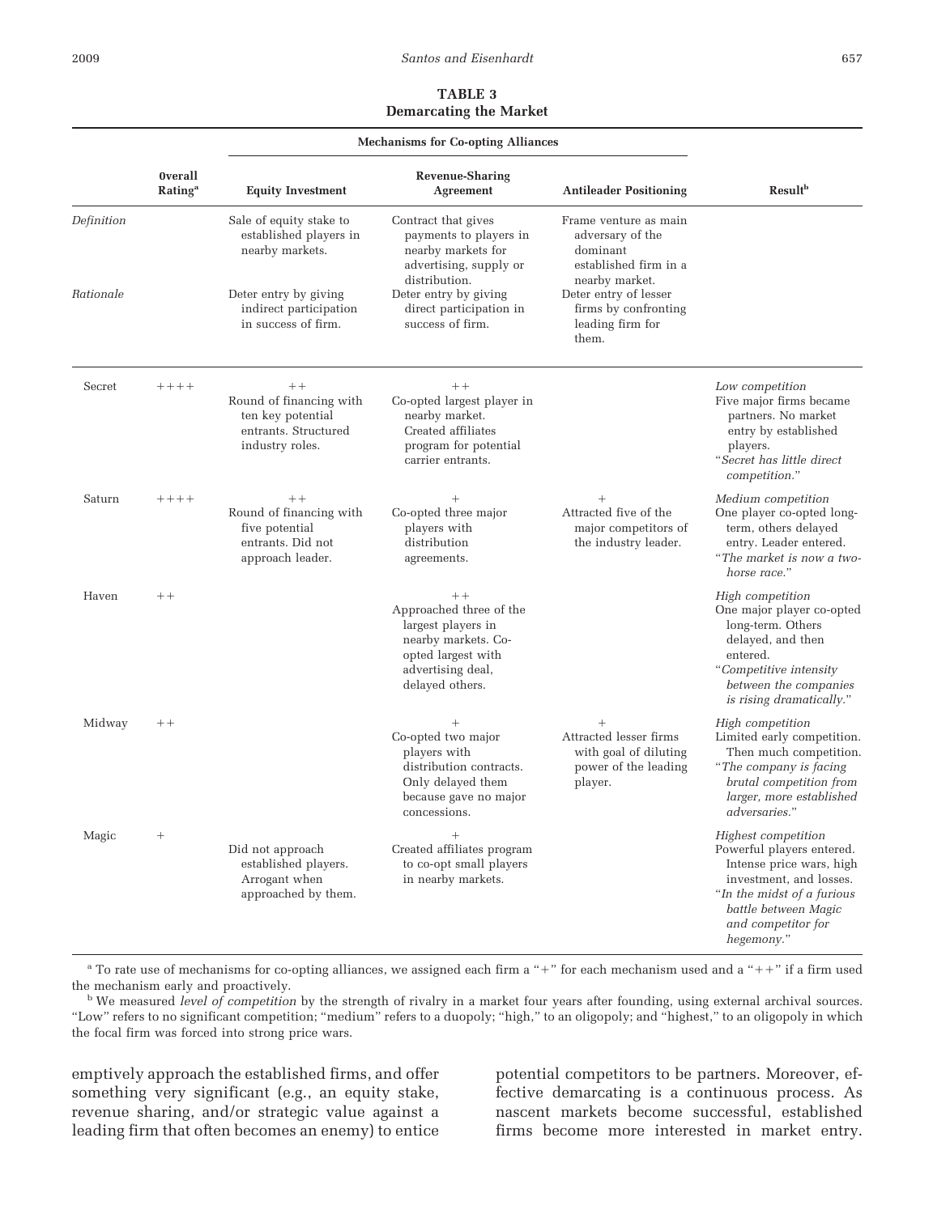**TABLE 3**
**Demarcating the Market**

| | Overall Rating[a] | Mechanisms for Co-opting Alliances | | | Result[b] |
|---|---|---|---|---|---|
| | | Equity Investment | Revenue-Sharing Agreement | Antileader Positioning | |
| *Definition* | | Sale of equity stake to established players in nearby markets. | Contract that gives payments to players in nearby markets for advertising, supply or distribution. | Frame venture as main adversary of the dominant established firm in a nearby market. | |
| *Rationale* | | Deter entry by giving indirect participation in success of firm. | Deter entry by giving direct participation in success of firm. | Deter entry of lesser firms by confronting leading firm for them. | |
| Secret | ++++ | ++ Round of financing with ten key potential entrants. Structured industry roles. | ++ Co-opted largest player in nearby market. Created affiliates program for potential carrier entrants. | | *Low competition* Five major firms became partners. No market entry by established players. "*Secret has little direct competition.*" |
| Saturn | ++++ | ++ Round of financing with five potential entrants. Did not approach leader. | + Co-opted three major players with distribution agreements. | + Attracted five of the major competitors of the industry leader. | *Medium competition* One player co-opted long-term, others delayed entry. Leader entered. "*The market is now a two-horse race.*" |
| Haven | ++ | | ++ Approached three of the largest players in nearby markets. Co-opted largest with advertising deal, delayed others. | | *High competition* One major player co-opted long-term. Others delayed, and then entered. "*Competitive intensity between the companies is rising dramatically.*" |
| Midway | ++ | | + Co-opted two major players with distribution contracts. Only delayed them because gave no major concessions. | + Attracted lesser firms with goal of diluting power of the leading player. | *High competition* Limited early competition. Then much competition. "*The company is facing brutal competition from larger, more established adversaries.*" |
| Magic | + | Did not approach established players. Arrogant when approached by them. | + Created affiliates program to co-opt small players in nearby markets. | | *Highest competition* Powerful players entered. Intense price wars, high investment, and losses. "*In the midst of a furious battle between Magic and competitor for hegemony.*" |

[a] To rate use of mechanisms for co-opting alliances, we assigned each firm a "+" for each mechanism used and a "++" if a firm used the mechanism early and proactively.

[b] We measured *level of competition* by the strength of rivalry in a market four years after founding, using external archival sources. "Low" refers to no significant competition; "medium" refers to a duopoly; "high," to an oligopoly; and "highest," to an oligopoly in which the focal firm was forced into strong price wars.

emptively approach the established firms, and offer something very significant (e.g., an equity stake, revenue sharing, and/or strategic value against a leading firm that often becomes an enemy) to entice potential competitors to be partners. Moreover, effective demarcating is a continuous process. As nascent markets become successful, established firms become more interested in market entry.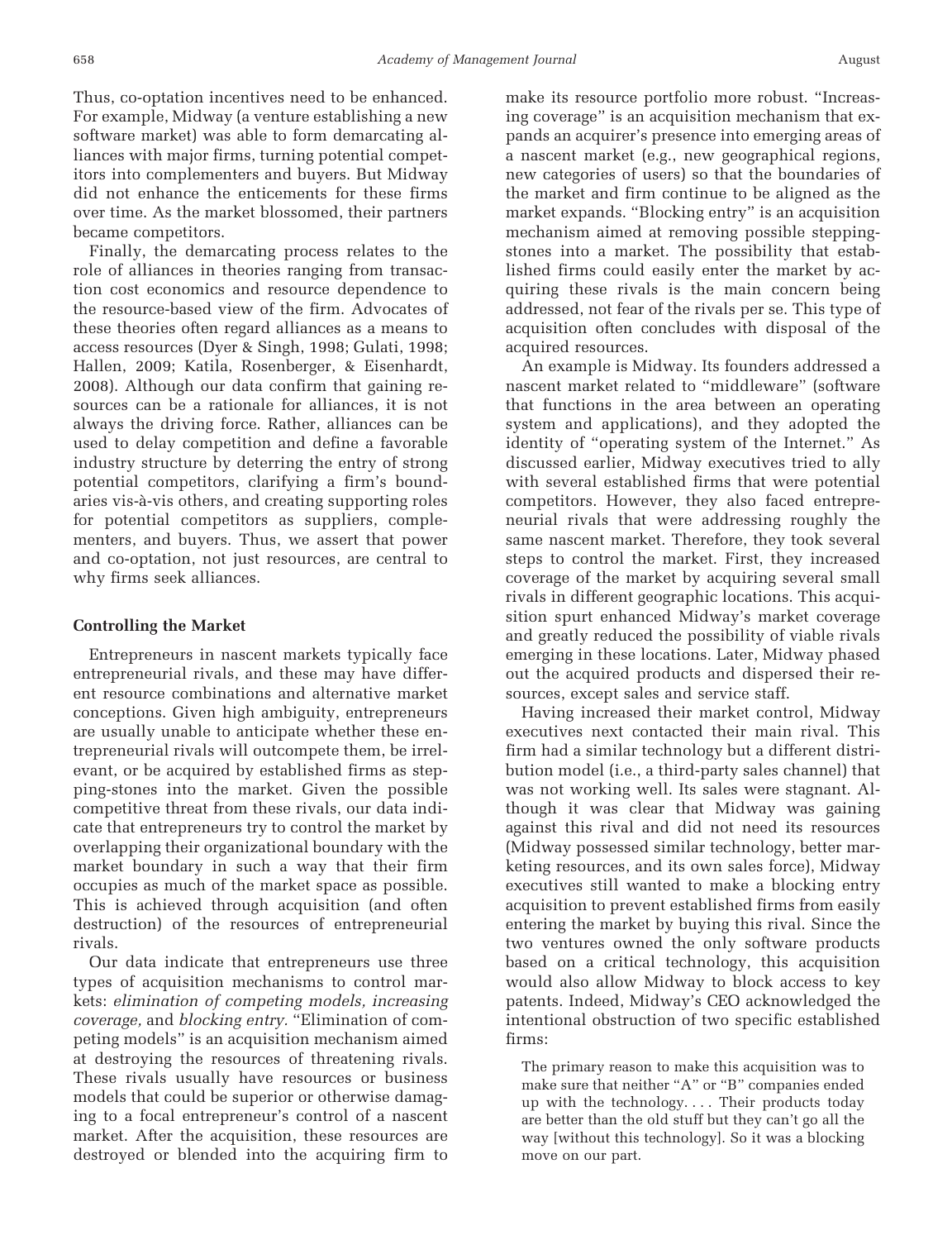Thus, co-optation incentives need to be enhanced. For example, Midway (a venture establishing a new software market) was able to form demarcating alliances with major firms, turning potential competitors into complementers and buyers. But Midway did not enhance the enticements for these firms over time. As the market blossomed, their partners became competitors.

Finally, the demarcating process relates to the role of alliances in theories ranging from transaction cost economics and resource dependence to the resource-based view of the firm. Advocates of these theories often regard alliances as a means to access resources (Dyer & Singh, 1998; Gulati, 1998; Hallen, 2009; Katila, Rosenberger, & Eisenhardt, 2008). Although our data confirm that gaining resources can be a rationale for alliances, it is not always the driving force. Rather, alliances can be used to delay competition and define a favorable industry structure by deterring the entry of strong potential competitors, clarifying a firm's boundaries vis-à-vis others, and creating supporting roles for potential competitors as suppliers, complementers, and buyers. Thus, we assert that power and co-optation, not just resources, are central to why firms seek alliances.

### Controlling the Market

Entrepreneurs in nascent markets typically face entrepreneurial rivals, and these may have different resource combinations and alternative market conceptions. Given high ambiguity, entrepreneurs are usually unable to anticipate whether these entrepreneurial rivals will outcompete them, be irrelevant, or be acquired by established firms as stepping-stones into the market. Given the possible competitive threat from these rivals, our data indicate that entrepreneurs try to control the market by overlapping their organizational boundary with the market boundary in such a way that their firm occupies as much of the market space as possible. This is achieved through acquisition (and often destruction) of the resources of entrepreneurial rivals.

Our data indicate that entrepreneurs use three types of acquisition mechanisms to control markets: *elimination of competing models, increasing coverage,* and *blocking entry.* "Elimination of competing models" is an acquisition mechanism aimed at destroying the resources of threatening rivals. These rivals usually have resources or business models that could be superior or otherwise damaging to a focal entrepreneur's control of a nascent market. After the acquisition, these resources are destroyed or blended into the acquiring firm to make its resource portfolio more robust. "Increasing coverage" is an acquisition mechanism that expands an acquirer's presence into emerging areas of a nascent market (e.g., new geographical regions, new categories of users) so that the boundaries of the market and firm continue to be aligned as the market expands. "Blocking entry" is an acquisition mechanism aimed at removing possible stepping-stones into a market. The possibility that established firms could easily enter the market by acquiring these rivals is the main concern being addressed, not fear of the rivals per se. This type of acquisition often concludes with disposal of the acquired resources.

An example is Midway. Its founders addressed a nascent market related to "middleware" (software that functions in the area between an operating system and applications), and they adopted the identity of "operating system of the Internet." As discussed earlier, Midway executives tried to ally with several established firms that were potential competitors. However, they also faced entrepreneurial rivals that were addressing roughly the same nascent market. Therefore, they took several steps to control the market. First, they increased coverage of the market by acquiring several small rivals in different geographic locations. This acquisition spurt enhanced Midway's market coverage and greatly reduced the possibility of viable rivals emerging in these locations. Later, Midway phased out the acquired products and dispersed their resources, except sales and service staff.

Having increased their market control, Midway executives next contacted their main rival. This firm had a similar technology but a different distribution model (i.e., a third-party sales channel) that was not working well. Its sales were stagnant. Although it was clear that Midway was gaining against this rival and did not need its resources (Midway possessed similar technology, better marketing resources, and its own sales force), Midway executives still wanted to make a blocking entry acquisition to prevent established firms from easily entering the market by buying this rival. Since the two ventures owned the only software products based on a critical technology, this acquisition would also allow Midway to block access to key patents. Indeed, Midway's CEO acknowledged the intentional obstruction of two specific established firms:

> The primary reason to make this acquisition was to make sure that neither "A" or "B" companies ended up with the technology. . . . Their products today are better than the old stuff but they can't go all the way [without this technology]. So it was a blocking move on our part.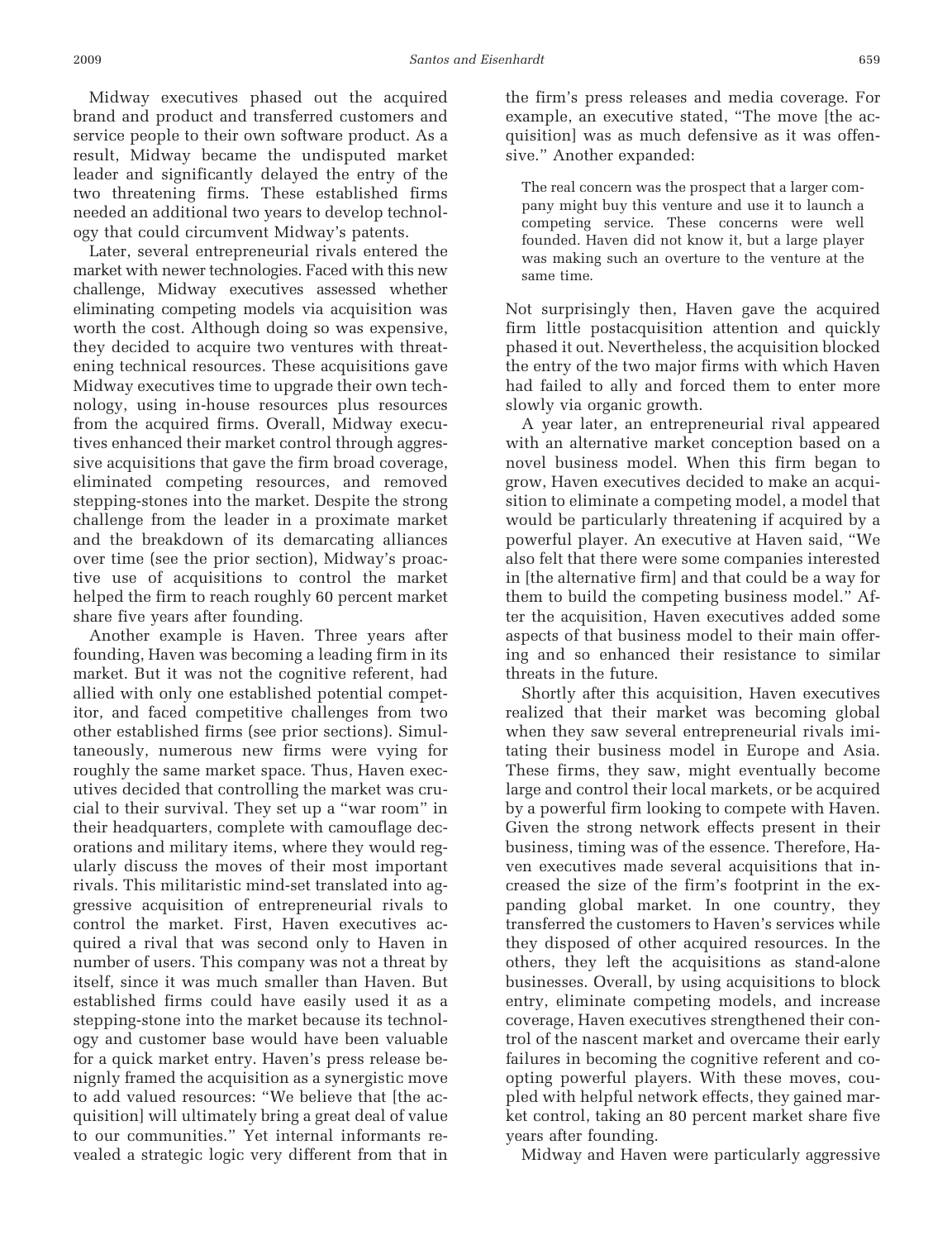Midway executives phased out the acquired brand and product and transferred customers and service people to their own software product. As a result, Midway became the undisputed market leader and significantly delayed the entry of the two threatening firms. These established firms needed an additional two years to develop technology that could circumvent Midway's patents.

Later, several entrepreneurial rivals entered the market with newer technologies. Faced with this new challenge, Midway executives assessed whether eliminating competing models via acquisition was worth the cost. Although doing so was expensive, they decided to acquire two ventures with threatening technical resources. These acquisitions gave Midway executives time to upgrade their own technology, using in-house resources plus resources from the acquired firms. Overall, Midway executives enhanced their market control through aggressive acquisitions that gave the firm broad coverage, eliminated competing resources, and removed stepping-stones into the market. Despite the strong challenge from the leader in a proximate market and the breakdown of its demarcating alliances over time (see the prior section), Midway's proactive use of acquisitions to control the market helped the firm to reach roughly 60 percent market share five years after founding.

Another example is Haven. Three years after founding, Haven was becoming a leading firm in its market. But it was not the cognitive referent, had allied with only one established potential competitor, and faced competitive challenges from two other established firms (see prior sections). Simultaneously, numerous new firms were vying for roughly the same market space. Thus, Haven executives decided that controlling the market was crucial to their survival. They set up a "war room" in their headquarters, complete with camouflage decorations and military items, where they would regularly discuss the moves of their most important rivals. This militaristic mind-set translated into aggressive acquisition of entrepreneurial rivals to control the market. First, Haven executives acquired a rival that was second only to Haven in number of users. This company was not a threat by itself, since it was much smaller than Haven. But established firms could have easily used it as a stepping-stone into the market because its technology and customer base would have been valuable for a quick market entry. Haven's press release benignly framed the acquisition as a synergistic move to add valued resources: "We believe that [the acquisition] will ultimately bring a great deal of value to our communities." Yet internal informants revealed a strategic logic very different from that in the firm's press releases and media coverage. For example, an executive stated, "The move [the acquisition] was as much defensive as it was offensive." Another expanded:

> The real concern was the prospect that a larger company might buy this venture and use it to launch a competing service. These concerns were well founded. Haven did not know it, but a large player was making such an overture to the venture at the same time.

Not surprisingly then, Haven gave the acquired firm little postacquisition attention and quickly phased it out. Nevertheless, the acquisition blocked the entry of the two major firms with which Haven had failed to ally and forced them to enter more slowly via organic growth.

A year later, an entrepreneurial rival appeared with an alternative market conception based on a novel business model. When this firm began to grow, Haven executives decided to make an acquisition to eliminate a competing model, a model that would be particularly threatening if acquired by a powerful player. An executive at Haven said, "We also felt that there were some companies interested in [the alternative firm] and that could be a way for them to build the competing business model." After the acquisition, Haven executives added some aspects of that business model to their main offering and so enhanced their resistance to similar threats in the future.

Shortly after this acquisition, Haven executives realized that their market was becoming global when they saw several entrepreneurial rivals imitating their business model in Europe and Asia. These firms, they saw, might eventually become large and control their local markets, or be acquired by a powerful firm looking to compete with Haven. Given the strong network effects present in their business, timing was of the essence. Therefore, Haven executives made several acquisitions that increased the size of the firm's footprint in the expanding global market. In one country, they transferred the customers to Haven's services while they disposed of other acquired resources. In the others, they left the acquisitions as stand-alone businesses. Overall, by using acquisitions to block entry, eliminate competing models, and increase coverage, Haven executives strengthened their control of the nascent market and overcame their early failures in becoming the cognitive referent and coopting powerful players. With these moves, coupled with helpful network effects, they gained market control, taking an 80 percent market share five years after founding.

Midway and Haven were particularly aggressive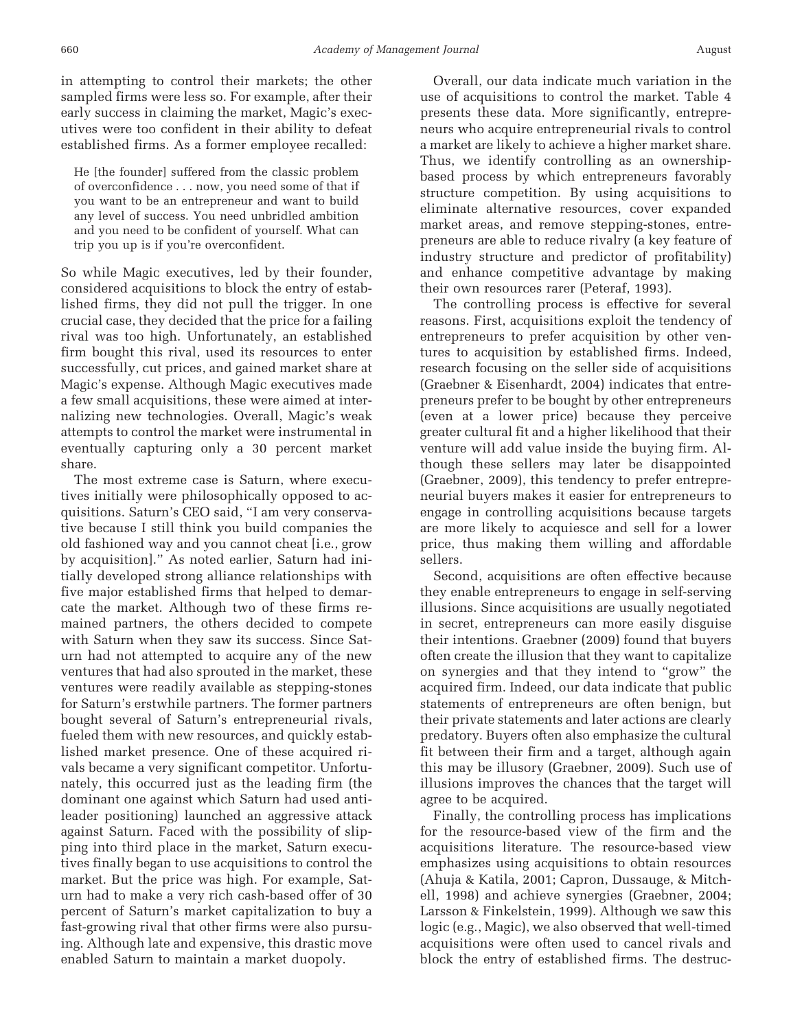in attempting to control their markets; the other sampled firms were less so. For example, after their early success in claiming the market, Magic's executives were too confident in their ability to defeat established firms. As a former employee recalled:

> He [the founder] suffered from the classic problem of overconfidence . . . now, you need some of that if you want to be an entrepreneur and want to build any level of success. You need unbridled ambition and you need to be confident of yourself. What can trip you up is if you're overconfident.

So while Magic executives, led by their founder, considered acquisitions to block the entry of established firms, they did not pull the trigger. In one crucial case, they decided that the price for a failing rival was too high. Unfortunately, an established firm bought this rival, used its resources to enter successfully, cut prices, and gained market share at Magic's expense. Although Magic executives made a few small acquisitions, these were aimed at internalizing new technologies. Overall, Magic's weak attempts to control the market were instrumental in eventually capturing only a 30 percent market share.

The most extreme case is Saturn, where executives initially were philosophically opposed to acquisitions. Saturn's CEO said, "I am very conservative because I still think you build companies the old fashioned way and you cannot cheat [i.e., grow by acquisition]." As noted earlier, Saturn had initially developed strong alliance relationships with five major established firms that helped to demarcate the market. Although two of these firms remained partners, the others decided to compete with Saturn when they saw its success. Since Saturn had not attempted to acquire any of the new ventures that had also sprouted in the market, these ventures were readily available as stepping-stones for Saturn's erstwhile partners. The former partners bought several of Saturn's entrepreneurial rivals, fueled them with new resources, and quickly established market presence. One of these acquired rivals became a very significant competitor. Unfortunately, this occurred just as the leading firm (the dominant one against which Saturn had used anti-leader positioning) launched an aggressive attack against Saturn. Faced with the possibility of slipping into third place in the market, Saturn executives finally began to use acquisitions to control the market. But the price was high. For example, Saturn had to make a very rich cash-based offer of 30 percent of Saturn's market capitalization to buy a fast-growing rival that other firms were also pursuing. Although late and expensive, this drastic move enabled Saturn to maintain a market duopoly.

Overall, our data indicate much variation in the use of acquisitions to control the market. Table 4 presents these data. More significantly, entrepreneurs who acquire entrepreneurial rivals to control a market are likely to achieve a higher market share. Thus, we identify controlling as an ownership-based process by which entrepreneurs favorably structure competition. By using acquisitions to eliminate alternative resources, cover expanded market areas, and remove stepping-stones, entrepreneurs are able to reduce rivalry (a key feature of industry structure and predictor of profitability) and enhance competitive advantage by making their own resources rarer (Peteraf, 1993).

The controlling process is effective for several reasons. First, acquisitions exploit the tendency of entrepreneurs to prefer acquisition by other ventures to acquisition by established firms. Indeed, research focusing on the seller side of acquisitions (Graebner & Eisenhardt, 2004) indicates that entrepreneurs prefer to be bought by other entrepreneurs (even at a lower price) because they perceive greater cultural fit and a higher likelihood that their venture will add value inside the buying firm. Although these sellers may later be disappointed (Graebner, 2009), this tendency to prefer entrepreneurial buyers makes it easier for entrepreneurs to engage in controlling acquisitions because targets are more likely to acquiesce and sell for a lower price, thus making them willing and affordable sellers.

Second, acquisitions are often effective because they enable entrepreneurs to engage in self-serving illusions. Since acquisitions are usually negotiated in secret, entrepreneurs can more easily disguise their intentions. Graebner (2009) found that buyers often create the illusion that they want to capitalize on synergies and that they intend to "grow" the acquired firm. Indeed, our data indicate that public statements of entrepreneurs are often benign, but their private statements and later actions are clearly predatory. Buyers often also emphasize the cultural fit between their firm and a target, although again this may be illusory (Graebner, 2009). Such use of illusions improves the chances that the target will agree to be acquired.

Finally, the controlling process has implications for the resource-based view of the firm and the acquisitions literature. The resource-based view emphasizes using acquisitions to obtain resources (Ahuja & Katila, 2001; Capron, Dussauge, & Mitchell, 1998) and achieve synergies (Graebner, 2004; Larsson & Finkelstein, 1999). Although we saw this logic (e.g., Magic), we also observed that well-timed acquisitions were often used to cancel rivals and block the entry of established firms. The destruc-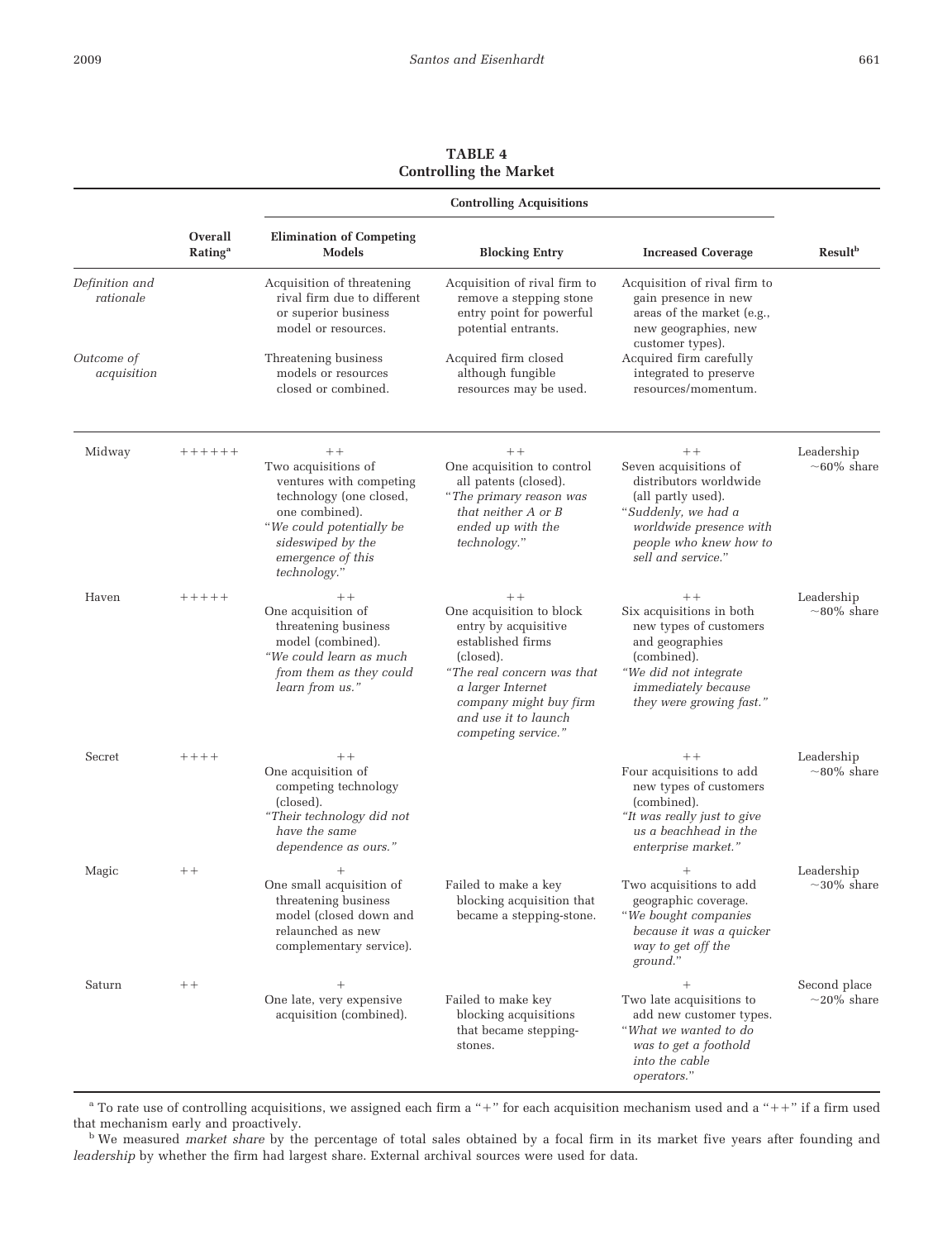**TABLE 4**
**Controlling the Market**

| | Overall Rating[a] | Controlling Acquisitions: Elimination of Competing Models | Controlling Acquisitions: Blocking Entry | Controlling Acquisitions: Increased Coverage | Result[b] |
|---|---|---|---|---|---|
| *Definition and rationale* | | Acquisition of threatening rival firm due to different or superior business model or resources. | Acquisition of rival firm to remove a stepping stone entry point for powerful potential entrants. | Acquisition of rival firm to gain presence in new areas of the market (e.g., new geographies, new customer types). | |
| *Outcome of acquisition* | | Threatening business models or resources closed or combined. | Acquired firm closed although fungible resources may be used. | Acquired firm carefully integrated to preserve resources/momentum. | |
| Midway | ++++++ | ++ Two acquisitions of ventures with competing technology (one closed, one combined). "*We could potentially be sideswiped by the emergence of this technology.*" | ++ One acquisition to control all patents (closed). "*The primary reason was that neither A or B ended up with the technology.*" | ++ Seven acquisitions of distributors worldwide (all partly used). "*Suddenly, we had a worldwide presence with people who knew how to sell and service.*" | Leadership ~60% share |
| Haven | +++++ | ++ One acquisition of threatening business model (combined). "*We could learn as much from them as they could learn from us.*" | ++ One acquisition to block entry by acquisitive established firms (closed). "*The real concern was that a larger Internet company might buy firm and use it to launch competing service.*" | ++ Six acquisitions in both new types of customers and geographies (combined). "*We did not integrate immediately because they were growing fast.*" | Leadership ~80% share |
| Secret | ++++ | ++ One acquisition of competing technology (closed). "*Their technology did not have the same dependence as ours.*" | | ++ Four acquisitions to add new types of customers (combined). "*It was really just to give us a beachhead in the enterprise market.*" | Leadership ~80% share |
| Magic | ++ | + One small acquisition of threatening business model (closed down and relaunched as new complementary service). | Failed to make a key blocking acquisition that became a stepping-stone. | + Two acquisitions to add geographic coverage. "*We bought companies because it was a quicker way to get off the ground.*" | Leadership ~30% share |
| Saturn | ++ | + One late, very expensive acquisition (combined). | Failed to make key blocking acquisitions that became stepping-stones. | + Two late acquisitions to add new customer types. "*What we wanted to do was to get a foothold into the cable operators.*" | Second place ~20% share |

[a] To rate use of controlling acquisitions, we assigned each firm a "+" for each acquisition mechanism used and a "++" if a firm used that mechanism early and proactively.

[b] We measured *market share* by the percentage of total sales obtained by a focal firm in its market five years after founding and *leadership* by whether the firm had largest share. External archival sources were used for data.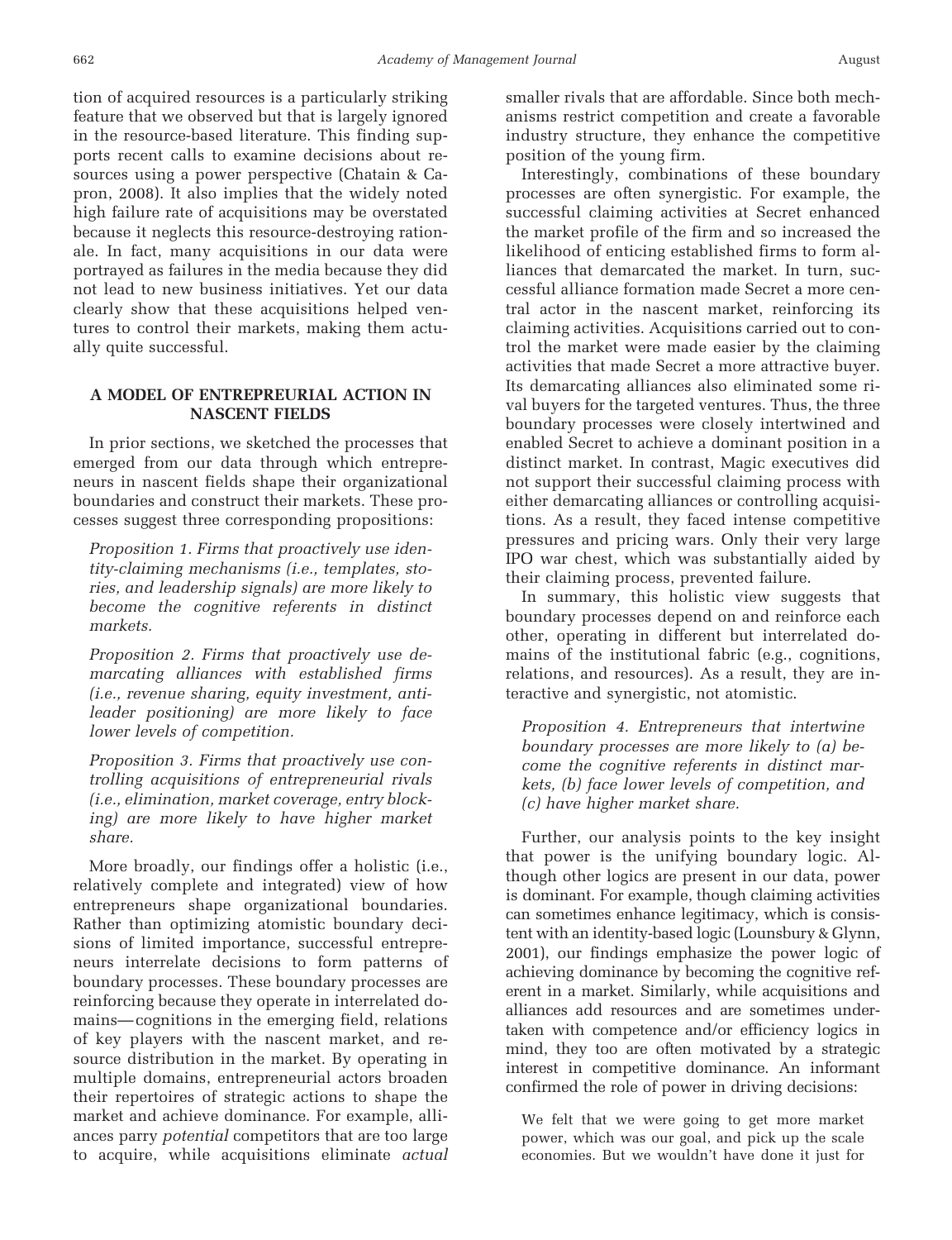tion of acquired resources is a particularly striking feature that we observed but that is largely ignored in the resource-based literature. This finding supports recent calls to examine decisions about resources using a power perspective (Chatain & Capron, 2008). It also implies that the widely noted high failure rate of acquisitions may be overstated because it neglects this resource-destroying rationale. In fact, many acquisitions in our data were portrayed as failures in the media because they did not lead to new business initiatives. Yet our data clearly show that these acquisitions helped ventures to control their markets, making them actually quite successful.

## A MODEL OF ENTREPREURIAL ACTION IN NASCENT FIELDS

In prior sections, we sketched the processes that emerged from our data through which entrepreneurs in nascent fields shape their organizational boundaries and construct their markets. These processes suggest three corresponding propositions:

> *Proposition 1. Firms that proactively use identity-claiming mechanisms (i.e., templates, stories, and leadership signals) are more likely to become the cognitive referents in distinct markets.*

> *Proposition 2. Firms that proactively use demarcating alliances with established firms (i.e., revenue sharing, equity investment, antileader positioning) are more likely to face lower levels of competition.*

> *Proposition 3. Firms that proactively use controlling acquisitions of entrepreneurial rivals (i.e., elimination, market coverage, entry blocking) are more likely to have higher market share.*

More broadly, our findings offer a holistic (i.e., relatively complete and integrated) view of how entrepreneurs shape organizational boundaries. Rather than optimizing atomistic boundary decisions of limited importance, successful entrepreneurs interrelate decisions to form patterns of boundary processes. These boundary processes are reinforcing because they operate in interrelated domains—cognitions in the emerging field, relations of key players with the nascent market, and resource distribution in the market. By operating in multiple domains, entrepreneurial actors broaden their repertoires of strategic actions to shape the market and achieve dominance. For example, alliances parry *potential* competitors that are too large to acquire, while acquisitions eliminate *actual* smaller rivals that are affordable. Since both mechanisms restrict competition and create a favorable industry structure, they enhance the competitive position of the young firm.

Interestingly, combinations of these boundary processes are often synergistic. For example, the successful claiming activities at Secret enhanced the market profile of the firm and so increased the likelihood of enticing established firms to form alliances that demarcated the market. In turn, successful alliance formation made Secret a more central actor in the nascent market, reinforcing its claiming activities. Acquisitions carried out to control the market were made easier by the claiming activities that made Secret a more attractive buyer. Its demarcating alliances also eliminated some rival buyers for the targeted ventures. Thus, the three boundary processes were closely intertwined and enabled Secret to achieve a dominant position in a distinct market. In contrast, Magic executives did not support their successful claiming process with either demarcating alliances or controlling acquisitions. As a result, they faced intense competitive pressures and pricing wars. Only their very large IPO war chest, which was substantially aided by their claiming process, prevented failure.

In summary, this holistic view suggests that boundary processes depend on and reinforce each other, operating in different but interrelated domains of the institutional fabric (e.g., cognitions, relations, and resources). As a result, they are interactive and synergistic, not atomistic.

> *Proposition 4. Entrepreneurs that intertwine boundary processes are more likely to (a) become the cognitive referents in distinct markets, (b) face lower levels of competition, and (c) have higher market share.*

Further, our analysis points to the key insight that power is the unifying boundary logic. Although other logics are present in our data, power is dominant. For example, though claiming activities can sometimes enhance legitimacy, which is consistent with an identity-based logic (Lounsbury & Glynn, 2001), our findings emphasize the power logic of achieving dominance by becoming the cognitive referent in a market. Similarly, while acquisitions and alliances add resources and are sometimes undertaken with competence and/or efficiency logics in mind, they too are often motivated by a strategic interest in competitive dominance. An informant confirmed the role of power in driving decisions:

> We felt that we were going to get more market power, which was our goal, and pick up the scale economies. But we wouldn't have done it just for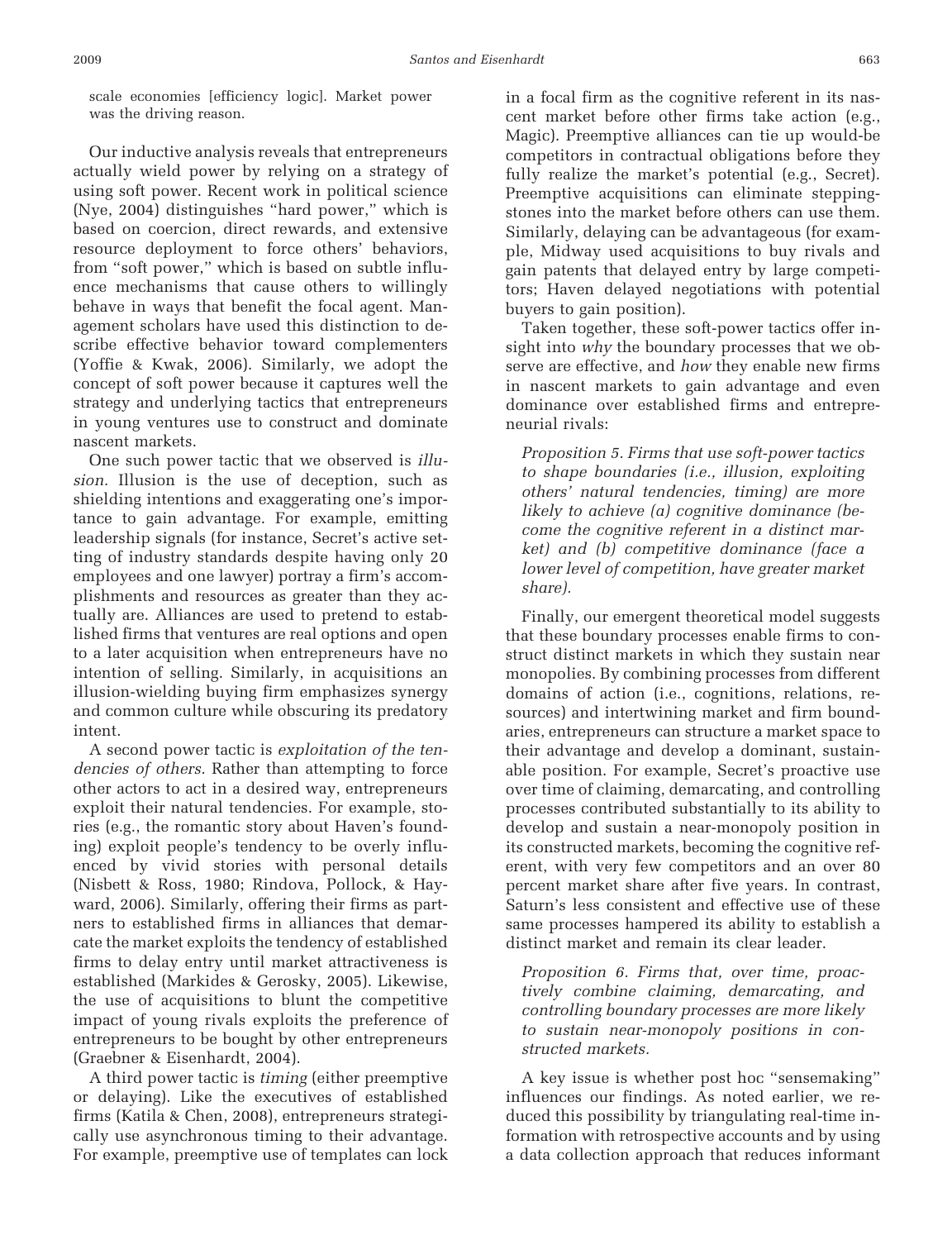scale economies [efficiency logic]. Market power was the driving reason.

Our inductive analysis reveals that entrepreneurs actually wield power by relying on a strategy of using soft power. Recent work in political science (Nye, 2004) distinguishes "hard power," which is based on coercion, direct rewards, and extensive resource deployment to force others' behaviors, from "soft power," which is based on subtle influence mechanisms that cause others to willingly behave in ways that benefit the focal agent. Management scholars have used this distinction to describe effective behavior toward complementers (Yoffie & Kwak, 2006). Similarly, we adopt the concept of soft power because it captures well the strategy and underlying tactics that entrepreneurs in young ventures use to construct and dominate nascent markets.

One such power tactic that we observed is *illusion.* Illusion is the use of deception, such as shielding intentions and exaggerating one's importance to gain advantage. For example, emitting leadership signals (for instance, Secret's active setting of industry standards despite having only 20 employees and one lawyer) portray a firm's accomplishments and resources as greater than they actually are. Alliances are used to pretend to established firms that ventures are real options and open to a later acquisition when entrepreneurs have no intention of selling. Similarly, in acquisitions an illusion-wielding buying firm emphasizes synergy and common culture while obscuring its predatory intent.

A second power tactic is *exploitation of the tendencies of others.* Rather than attempting to force other actors to act in a desired way, entrepreneurs exploit their natural tendencies. For example, stories (e.g., the romantic story about Haven's founding) exploit people's tendency to be overly influenced by vivid stories with personal details (Nisbett & Ross, 1980; Rindova, Pollock, & Hayward, 2006). Similarly, offering their firms as partners to established firms in alliances that demarcate the market exploits the tendency of established firms to delay entry until market attractiveness is established (Markides & Gerosky, 2005). Likewise, the use of acquisitions to blunt the competitive impact of young rivals exploits the preference of entrepreneurs to be bought by other entrepreneurs (Graebner & Eisenhardt, 2004).

A third power tactic is *timing* (either preemptive or delaying). Like the executives of established firms (Katila & Chen, 2008), entrepreneurs strategically use asynchronous timing to their advantage. For example, preemptive use of templates can lock in a focal firm as the cognitive referent in its nascent market before other firms take action (e.g., Magic). Preemptive alliances can tie up would-be competitors in contractual obligations before they fully realize the market's potential (e.g., Secret). Preemptive acquisitions can eliminate steppingstones into the market before others can use them. Similarly, delaying can be advantageous (for example, Midway used acquisitions to buy rivals and gain patents that delayed entry by large competitors; Haven delayed negotiations with potential buyers to gain position).

Taken together, these soft-power tactics offer insight into *why* the boundary processes that we observe are effective, and *how* they enable new firms in nascent markets to gain advantage and even dominance over established firms and entrepreneurial rivals:

*Proposition 5. Firms that use soft-power tactics to shape boundaries (i.e., illusion, exploiting others' natural tendencies, timing) are more likely to achieve (a) cognitive dominance (become the cognitive referent in a distinct market) and (b) competitive dominance (face a lower level of competition, have greater market share).*

Finally, our emergent theoretical model suggests that these boundary processes enable firms to construct distinct markets in which they sustain near monopolies. By combining processes from different domains of action (i.e., cognitions, relations, resources) and intertwining market and firm boundaries, entrepreneurs can structure a market space to their advantage and develop a dominant, sustainable position. For example, Secret's proactive use over time of claiming, demarcating, and controlling processes contributed substantially to its ability to develop and sustain a near-monopoly position in its constructed markets, becoming the cognitive referent, with very few competitors and an over 80 percent market share after five years. In contrast, Saturn's less consistent and effective use of these same processes hampered its ability to establish a distinct market and remain its clear leader.

*Proposition 6. Firms that, over time, proactively combine claiming, demarcating, and controlling boundary processes are more likely to sustain near-monopoly positions in constructed markets.*

A key issue is whether post hoc "sensemaking" influences our findings. As noted earlier, we reduced this possibility by triangulating real-time information with retrospective accounts and by using a data collection approach that reduces informant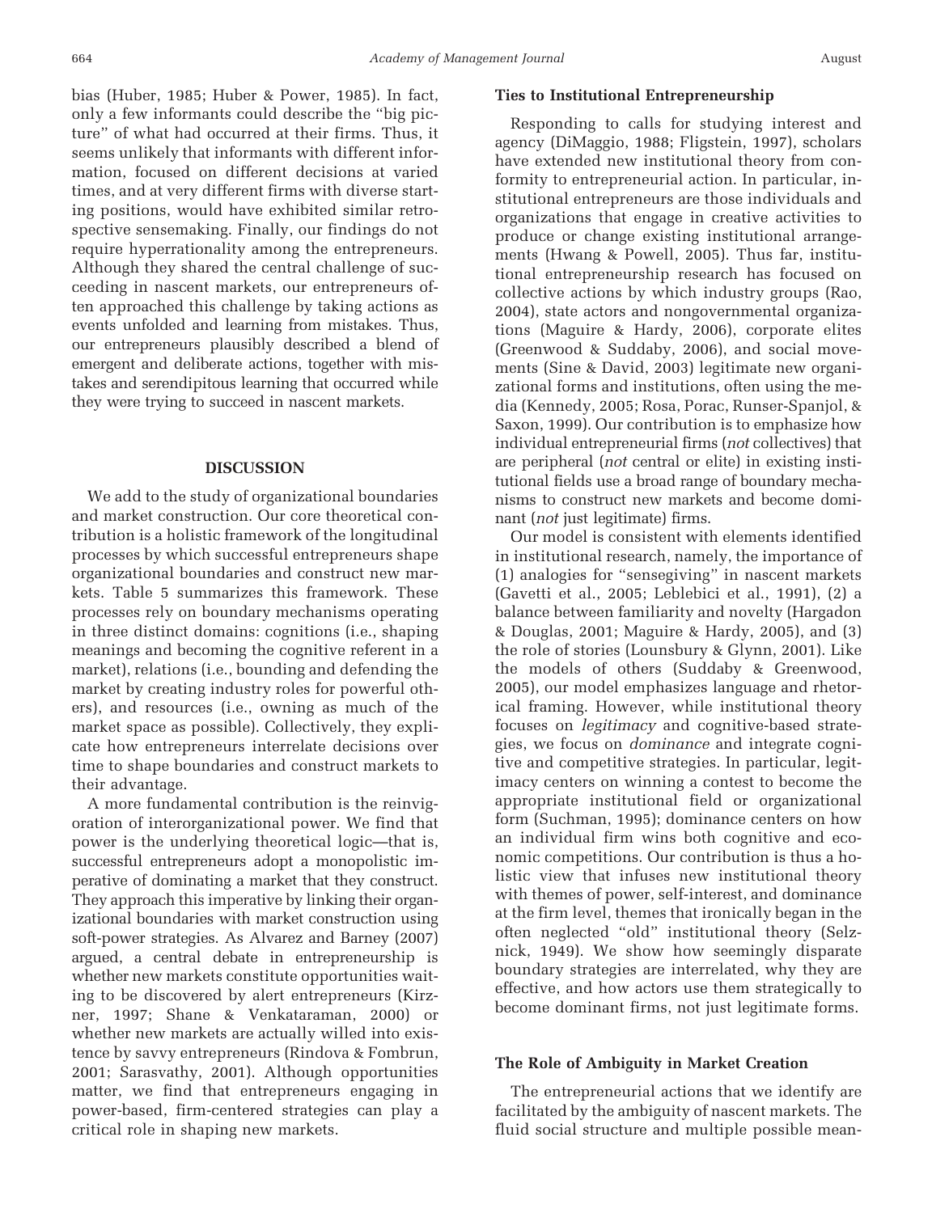bias (Huber, 1985; Huber & Power, 1985). In fact, only a few informants could describe the "big picture" of what had occurred at their firms. Thus, it seems unlikely that informants with different information, focused on different decisions at varied times, and at very different firms with diverse starting positions, would have exhibited similar retrospective sensemaking. Finally, our findings do not require hyperrationality among the entrepreneurs. Although they shared the central challenge of succeeding in nascent markets, our entrepreneurs often approached this challenge by taking actions as events unfolded and learning from mistakes. Thus, our entrepreneurs plausibly described a blend of emergent and deliberate actions, together with mistakes and serendipitous learning that occurred while they were trying to succeed in nascent markets.

## DISCUSSION

We add to the study of organizational boundaries and market construction. Our core theoretical contribution is a holistic framework of the longitudinal processes by which successful entrepreneurs shape organizational boundaries and construct new markets. Table 5 summarizes this framework. These processes rely on boundary mechanisms operating in three distinct domains: cognitions (i.e., shaping meanings and becoming the cognitive referent in a market), relations (i.e., bounding and defending the market by creating industry roles for powerful others), and resources (i.e., owning as much of the market space as possible). Collectively, they explicate how entrepreneurs interrelate decisions over time to shape boundaries and construct markets to their advantage.

A more fundamental contribution is the reinvigoration of interorganizational power. We find that power is the underlying theoretical logic—that is, successful entrepreneurs adopt a monopolistic imperative of dominating a market that they construct. They approach this imperative by linking their organizational boundaries with market construction using soft-power strategies. As Alvarez and Barney (2007) argued, a central debate in entrepreneurship is whether new markets constitute opportunities waiting to be discovered by alert entrepreneurs (Kirzner, 1997; Shane & Venkataraman, 2000) or whether new markets are actually willed into existence by savvy entrepreneurs (Rindova & Fombrun, 2001; Sarasvathy, 2001). Although opportunities matter, we find that entrepreneurs engaging in power-based, firm-centered strategies can play a critical role in shaping new markets.

### Ties to Institutional Entrepreneurship

Responding to calls for studying interest and agency (DiMaggio, 1988; Fligstein, 1997), scholars have extended new institutional theory from conformity to entrepreneurial action. In particular, institutional entrepreneurs are those individuals and organizations that engage in creative activities to produce or change existing institutional arrangements (Hwang & Powell, 2005). Thus far, institutional entrepreneurship research has focused on collective actions by which industry groups (Rao, 2004), state actors and nongovernmental organizations (Maguire & Hardy, 2006), corporate elites (Greenwood & Suddaby, 2006), and social movements (Sine & David, 2003) legitimate new organizational forms and institutions, often using the media (Kennedy, 2005; Rosa, Porac, Runser-Spanjol, & Saxon, 1999). Our contribution is to emphasize how individual entrepreneurial firms (*not* collectives) that are peripheral (*not* central or elite) in existing institutional fields use a broad range of boundary mechanisms to construct new markets and become dominant (*not* just legitimate) firms.

Our model is consistent with elements identified in institutional research, namely, the importance of (1) analogies for "sensegiving" in nascent markets (Gavetti et al., 2005; Leblebici et al., 1991), (2) a balance between familiarity and novelty (Hargadon & Douglas, 2001; Maguire & Hardy, 2005), and (3) the role of stories (Lounsbury & Glynn, 2001). Like the models of others (Suddaby & Greenwood, 2005), our model emphasizes language and rhetorical framing. However, while institutional theory focuses on *legitimacy* and cognitive-based strategies, we focus on *dominance* and integrate cognitive and competitive strategies. In particular, legitimacy centers on winning a contest to become the appropriate institutional field or organizational form (Suchman, 1995); dominance centers on how an individual firm wins both cognitive and economic competitions. Our contribution is thus a holistic view that infuses new institutional theory with themes of power, self-interest, and dominance at the firm level, themes that ironically began in the often neglected "old" institutional theory (Selznick, 1949). We show how seemingly disparate boundary strategies are interrelated, why they are effective, and how actors use them strategically to become dominant firms, not just legitimate forms.

### The Role of Ambiguity in Market Creation

The entrepreneurial actions that we identify are facilitated by the ambiguity of nascent markets. The fluid social structure and multiple possible mean-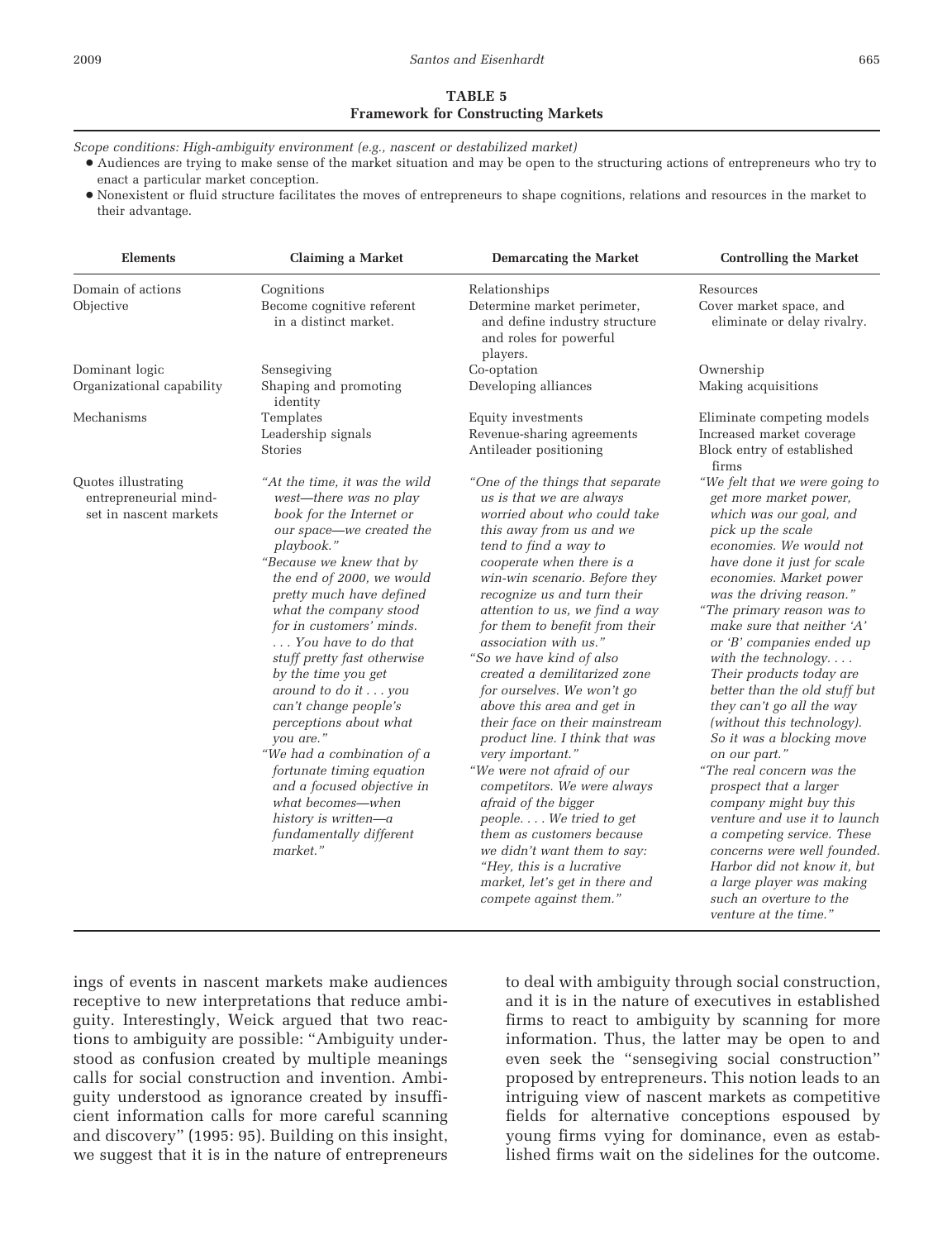**TABLE 5**
**Framework for Constructing Markets**

*Scope conditions: High-ambiguity environment (e.g., nascent or destabilized market)*

- Audiences are trying to make sense of the market situation and may be open to the structuring actions of entrepreneurs who try to enact a particular market conception.
- Nonexistent or fluid structure facilitates the moves of entrepreneurs to shape cognitions, relations and resources in the market to their advantage.

| Elements | Claiming a Market | Demarcating the Market | Controlling the Market |
|---|---|---|---|
| Domain of actions | Cognitions | Relationships | Resources |
| Objective | Become cognitive referent in a distinct market. | Determine market perimeter, and define industry structure and roles for powerful players. | Cover market space, and eliminate or delay rivalry. |
| Dominant logic | Sensegiving | Co-optation | Ownership |
| Organizational capability | Shaping and promoting identity | Developing alliances | Making acquisitions |
| Mechanisms | Templates<br>Leadership signals<br>Stories | Equity investments<br>Revenue-sharing agreements<br>Antileader positioning | Eliminate competing models<br>Increased market coverage<br>Block entry of established firms |
| Quotes illustrating entrepreneurial mind-set in nascent markets | *"At the time, it was the wild west—there was no play book for the Internet or our space—we created the playbook."*<br>*"Because we knew that by the end of 2000, we would pretty much have defined what the company stood for in customers' minds. . . . You have to do that stuff pretty fast otherwise by the time you get around to do it . . . you can't change people's perceptions about what you are."*<br>*"We had a combination of a fortunate timing equation and a focused objective in what becomes—when history is written—a fundamentally different market."* | *"One of the things that separate us is that we are always worried about who could take this away from us and we tend to find a way to cooperate when there is a win-win scenario. Before they recognize us and turn their attention to us, we find a way for them to benefit from their association with us."*<br>*"So we have kind of also created a demilitarized zone for ourselves. We won't go above this area and get in their face on their mainstream product line. I think that was very important."*<br>*"We were not afraid of our competitors. We were always afraid of the bigger people. . . . We tried to get them as customers because we didn't want them to say: "Hey, this is a lucrative market, let's get in there and compete against them."* | *"We felt that we were going to get more market power, which was our goal, and pick up the scale economies. We would not have done it just for scale economies. Market power was the driving reason."*<br>*"The primary reason was to make sure that neither 'A' or 'B' companies ended up with the technology. . . . Their products today are better than the old stuff but they can't go all the way (without this technology). So it was a blocking move on our part."*<br>*"The real concern was the prospect that a larger company might buy this venture and use it to launch a competing service. These concerns were well founded. Harbor did not know it, but a large player was making such an overture to the venture at the time."* |

ings of events in nascent markets make audiences receptive to new interpretations that reduce ambiguity. Interestingly, Weick argued that two reactions to ambiguity are possible: "Ambiguity understood as confusion created by multiple meanings calls for social construction and invention. Ambiguity understood as ignorance created by insufficient information calls for more careful scanning and discovery" (1995: 95). Building on this insight, we suggest that it is in the nature of entrepreneurs to deal with ambiguity through social construction, and it is in the nature of executives in established firms to react to ambiguity by scanning for more information. Thus, the latter may be open to and even seek the "sensegiving social construction" proposed by entrepreneurs. This notion leads to an intriguing view of nascent markets as competitive fields for alternative conceptions espoused by young firms vying for dominance, even as established firms wait on the sidelines for the outcome.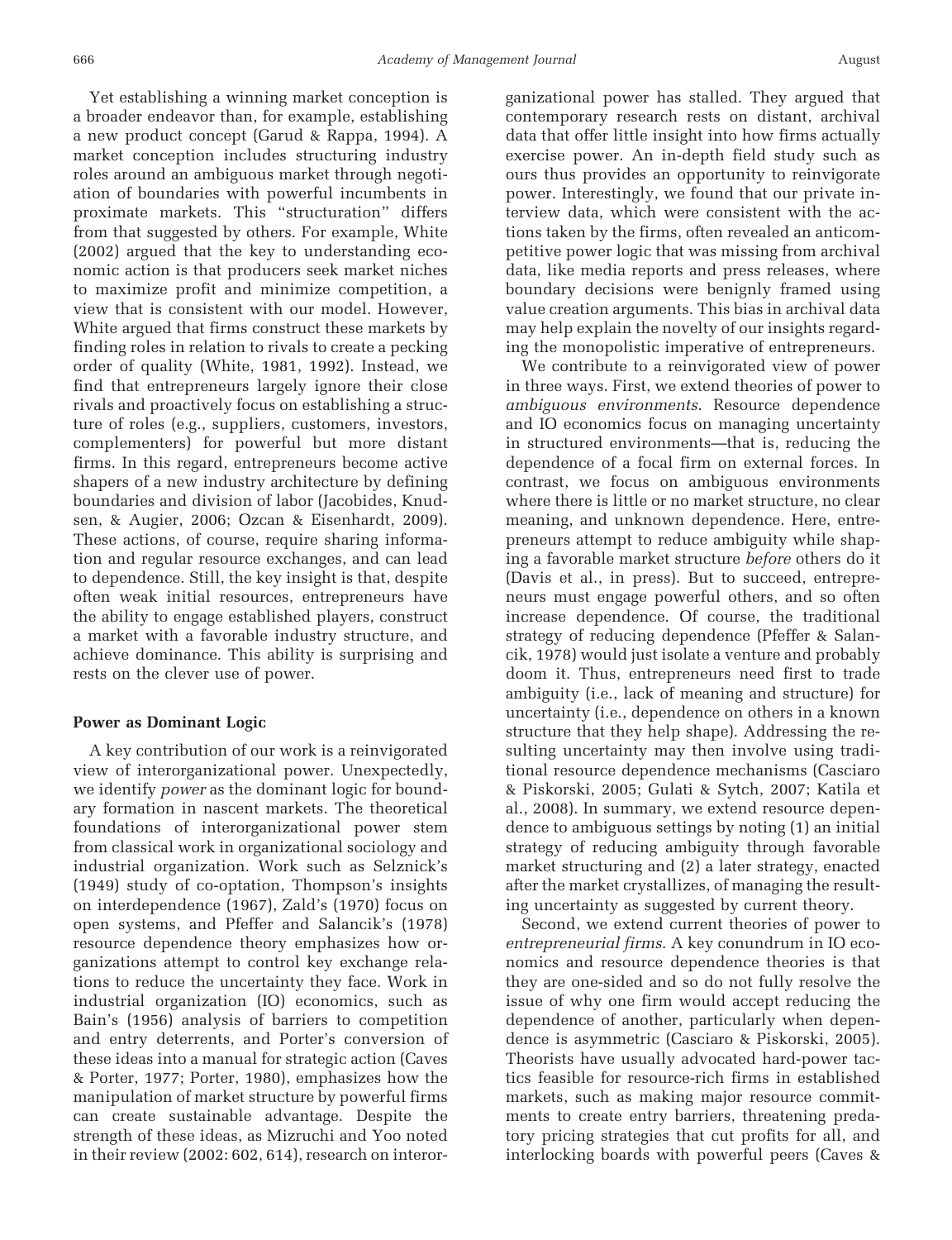Yet establishing a winning market conception is a broader endeavor than, for example, establishing a new product concept (Garud & Rappa, 1994). A market conception includes structuring industry roles around an ambiguous market through negotiation of boundaries with powerful incumbents in proximate markets. This "structuration" differs from that suggested by others. For example, White (2002) argued that the key to understanding economic action is that producers seek market niches to maximize profit and minimize competition, a view that is consistent with our model. However, White argued that firms construct these markets by finding roles in relation to rivals to create a pecking order of quality (White, 1981, 1992). Instead, we find that entrepreneurs largely ignore their close rivals and proactively focus on establishing a structure of roles (e.g., suppliers, customers, investors, complementers) for powerful but more distant firms. In this regard, entrepreneurs become active shapers of a new industry architecture by defining boundaries and division of labor (Jacobides, Knudsen, & Augier, 2006; Ozcan & Eisenhardt, 2009). These actions, of course, require sharing information and regular resource exchanges, and can lead to dependence. Still, the key insight is that, despite often weak initial resources, entrepreneurs have the ability to engage established players, construct a market with a favorable industry structure, and achieve dominance. This ability is surprising and rests on the clever use of power.

**Power as Dominant Logic**

A key contribution of our work is a reinvigorated view of interorganizational power. Unexpectedly, we identify *power* as the dominant logic for boundary formation in nascent markets. The theoretical foundations of interorganizational power stem from classical work in organizational sociology and industrial organization. Work such as Selznick's (1949) study of co-optation, Thompson's insights on interdependence (1967), Zald's (1970) focus on open systems, and Pfeffer and Salancik's (1978) resource dependence theory emphasizes how organizations attempt to control key exchange relations to reduce the uncertainty they face. Work in industrial organization (IO) economics, such as Bain's (1956) analysis of barriers to competition and entry deterrents, and Porter's conversion of these ideas into a manual for strategic action (Caves & Porter, 1977; Porter, 1980), emphasizes how the manipulation of market structure by powerful firms can create sustainable advantage. Despite the strength of these ideas, as Mizruchi and Yoo noted in their review (2002: 602, 614), research on interorganizational power has stalled. They argued that contemporary research rests on distant, archival data that offer little insight into how firms actually exercise power. An in-depth field study such as ours thus provides an opportunity to reinvigorate power. Interestingly, we found that our private interview data, which were consistent with the actions taken by the firms, often revealed an anticompetitive power logic that was missing from archival data, like media reports and press releases, where boundary decisions were benignly framed using value creation arguments. This bias in archival data may help explain the novelty of our insights regarding the monopolistic imperative of entrepreneurs.

We contribute to a reinvigorated view of power in three ways. First, we extend theories of power to *ambiguous environments*. Resource dependence and IO economics focus on managing uncertainty in structured environments—that is, reducing the dependence of a focal firm on external forces. In contrast, we focus on ambiguous environments where there is little or no market structure, no clear meaning, and unknown dependence. Here, entrepreneurs attempt to reduce ambiguity while shaping a favorable market structure *before* others do it (Davis et al., in press). But to succeed, entrepreneurs must engage powerful others, and so often increase dependence. Of course, the traditional strategy of reducing dependence (Pfeffer & Salancik, 1978) would just isolate a venture and probably doom it. Thus, entrepreneurs need first to trade ambiguity (i.e., lack of meaning and structure) for uncertainty (i.e., dependence on others in a known structure that they help shape). Addressing the resulting uncertainty may then involve using traditional resource dependence mechanisms (Casciaro & Piskorski, 2005; Gulati & Sytch, 2007; Katila et al., 2008). In summary, we extend resource dependence to ambiguous settings by noting (1) an initial strategy of reducing ambiguity through favorable market structuring and (2) a later strategy, enacted after the market crystallizes, of managing the resulting uncertainty as suggested by current theory.

Second, we extend current theories of power to *entrepreneurial firms*. A key conundrum in IO economics and resource dependence theories is that they are one-sided and so do not fully resolve the issue of why one firm would accept reducing the dependence of another, particularly when dependence is asymmetric (Casciaro & Piskorski, 2005). Theorists have usually advocated hard-power tactics feasible for resource-rich firms in established markets, such as making major resource commitments to create entry barriers, threatening predatory pricing strategies that cut profits for all, and interlocking boards with powerful peers (Caves &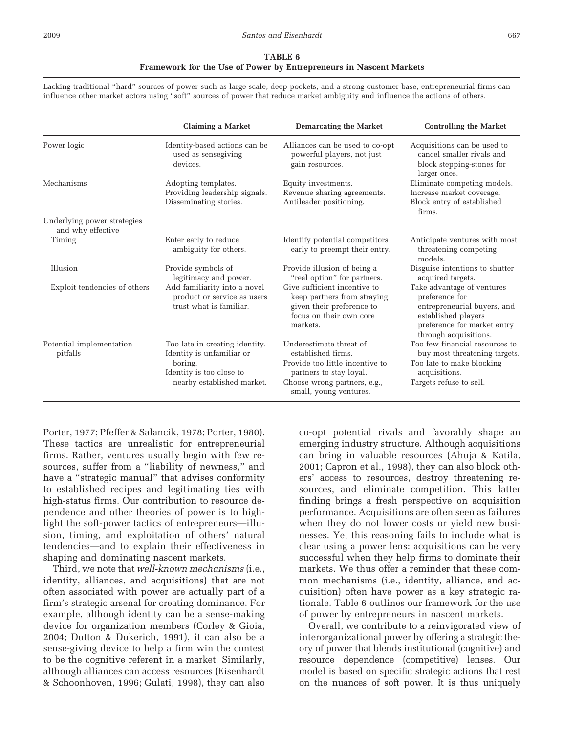**TABLE 6**
**Framework for the Use of Power by Entrepreneurs in Nascent Markets**

Lacking traditional "hard" sources of power such as large scale, deep pockets, and a strong customer base, entrepreneurial firms can influence other market actors using "soft" sources of power that reduce market ambiguity and influence the actions of others.

| | Claiming a Market | Demarcating the Market | Controlling the Market |
|---|---|---|---|
| Power logic | Identity-based actions can be used as sensegiving devices. | Alliances can be used to co-opt powerful players, not just gain resources. | Acquisitions can be used to cancel smaller rivals and block stepping-stones for larger ones. |
| Mechanisms | Adopting templates. Providing leadership signals. Disseminating stories. | Equity investments. Revenue sharing agreements. Antileader positioning. | Eliminate competing models. Increase market coverage. Block entry of established firms. |
| Underlying power strategies and why effective | | | |
| Timing | Enter early to reduce ambiguity for others. | Identify potential competitors early to preempt their entry. | Anticipate ventures with most threatening competing models. |
| Illusion | Provide symbols of legitimacy and power. | Provide illusion of being a "real option" for partners. | Disguise intentions to shutter acquired targets. |
| Exploit tendencies of others | Add familiarity into a novel product or service as users trust what is familiar. | Give sufficient incentive to keep partners from straying given their preference to focus on their own core markets. | Take advantage of ventures preference for entrepreneurial buyers, and established players preference for market entry through acquisitions. |
| Potential implementation pitfalls | Too late in creating identity. Identity is unfamiliar or boring. Identity is too close to nearby established market. | Underestimate threat of established firms. Provide too little incentive to partners to stay loyal. Choose wrong partners, e.g., small, young ventures. | Too few financial resources to buy most threatening targets. Too late to make blocking acquisitions. Targets refuse to sell. |

Porter, 1977; Pfeffer & Salancik, 1978; Porter, 1980). These tactics are unrealistic for entrepreneurial firms. Rather, ventures usually begin with few resources, suffer from a "liability of newness," and have a "strategic manual" that advises conformity to established recipes and legitimating ties with high-status firms. Our contribution to resource dependence and other theories of power is to highlight the soft-power tactics of entrepreneurs—illusion, timing, and exploitation of others' natural tendencies—and to explain their effectiveness in shaping and dominating nascent markets.

Third, we note that *well-known mechanisms* (i.e., identity, alliances, and acquisitions) that are not often associated with power are actually part of a firm's strategic arsenal for creating dominance. For example, although identity can be a sense-making device for organization members (Corley & Gioia, 2004; Dutton & Dukerich, 1991), it can also be a sense-giving device to help a firm win the contest to be the cognitive referent in a market. Similarly, although alliances can access resources (Eisenhardt & Schoonhoven, 1996; Gulati, 1998), they can also co-opt potential rivals and favorably shape an emerging industry structure. Although acquisitions can bring in valuable resources (Ahuja & Katila, 2001; Capron et al., 1998), they can also block others' access to resources, destroy threatening resources, and eliminate competition. This latter finding brings a fresh perspective on acquisition performance. Acquisitions are often seen as failures when they do not lower costs or yield new businesses. Yet this reasoning fails to include what is clear using a power lens: acquisitions can be very successful when they help firms to dominate their markets. We thus offer a reminder that these common mechanisms (i.e., identity, alliance, and acquisition) often have power as a key strategic rationale. Table 6 outlines our framework for the use of power by entrepreneurs in nascent markets.

Overall, we contribute to a reinvigorated view of interorganizational power by offering a strategic theory of power that blends institutional (cognitive) and resource dependence (competitive) lenses. Our model is based on specific strategic actions that rest on the nuances of soft power. It is thus uniquely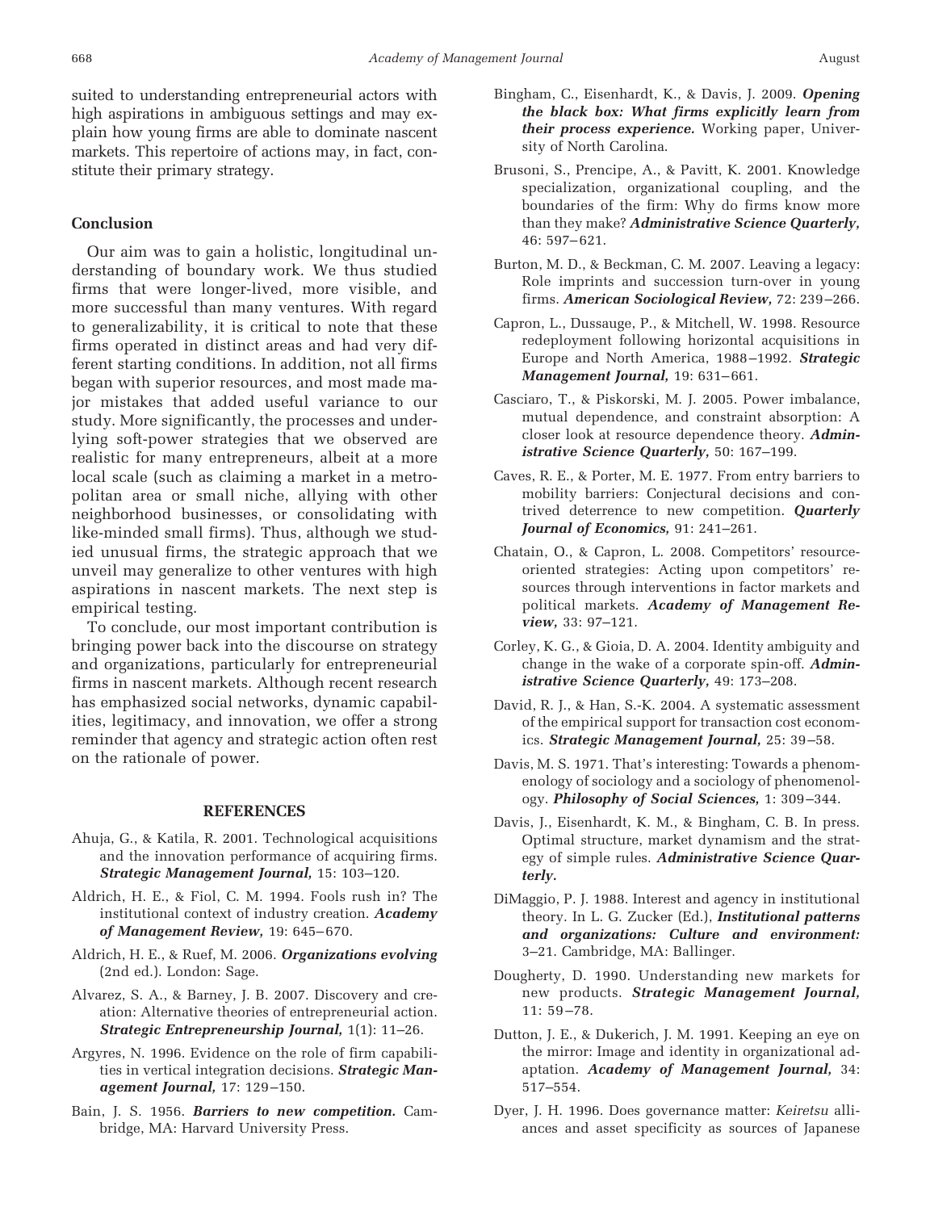suited to understanding entrepreneurial actors with high aspirations in ambiguous settings and may explain how young firms are able to dominate nascent markets. This repertoire of actions may, in fact, constitute their primary strategy.

### Conclusion

Our aim was to gain a holistic, longitudinal understanding of boundary work. We thus studied firms that were longer-lived, more visible, and more successful than many ventures. With regard to generalizability, it is critical to note that these firms operated in distinct areas and had very different starting conditions. In addition, not all firms began with superior resources, and most made major mistakes that added useful variance to our study. More significantly, the processes and underlying soft-power strategies that we observed are realistic for many entrepreneurs, albeit at a more local scale (such as claiming a market in a metropolitan area or small niche, allying with other neighborhood businesses, or consolidating with like-minded small firms). Thus, although we studied unusual firms, the strategic approach that we unveil may generalize to other ventures with high aspirations in nascent markets. The next step is empirical testing.

To conclude, our most important contribution is bringing power back into the discourse on strategy and organizations, particularly for entrepreneurial firms in nascent markets. Although recent research has emphasized social networks, dynamic capabilities, legitimacy, and innovation, we offer a strong reminder that agency and strategic action often rest on the rationale of power.

## REFERENCES

Ahuja, G., & Katila, R. 2001. Technological acquisitions and the innovation performance of acquiring firms. ***Strategic Management Journal,*** 15: 103–120.

Aldrich, H. E., & Fiol, C. M. 1994. Fools rush in? The institutional context of industry creation. ***Academy of Management Review,*** 19: 645–670.

Aldrich, H. E., & Ruef, M. 2006. ***Organizations evolving*** (2nd ed.). London: Sage.

Alvarez, S. A., & Barney, J. B. 2007. Discovery and creation: Alternative theories of entrepreneurial action. ***Strategic Entrepreneurship Journal,*** 1(1): 11–26.

Argyres, N. 1996. Evidence on the role of firm capabilities in vertical integration decisions. ***Strategic Management Journal,*** 17: 129–150.

Bain, J. S. 1956. ***Barriers to new competition.*** Cambridge, MA: Harvard University Press.

Bingham, C., Eisenhardt, K., & Davis, J. 2009. ***Opening the black box: What firms explicitly learn from their process experience.*** Working paper, University of North Carolina.

Brusoni, S., Prencipe, A., & Pavitt, K. 2001. Knowledge specialization, organizational coupling, and the boundaries of the firm: Why do firms know more than they make? ***Administrative Science Quarterly,*** 46: 597–621.

Burton, M. D., & Beckman, C. M. 2007. Leaving a legacy: Role imprints and succession turn-over in young firms. ***American Sociological Review,*** 72: 239–266.

Capron, L., Dussauge, P., & Mitchell, W. 1998. Resource redeployment following horizontal acquisitions in Europe and North America, 1988–1992. ***Strategic Management Journal,*** 19: 631–661.

Casciaro, T., & Piskorski, M. J. 2005. Power imbalance, mutual dependence, and constraint absorption: A closer look at resource dependence theory. ***Administrative Science Quarterly,*** 50: 167–199.

Caves, R. E., & Porter, M. E. 1977. From entry barriers to mobility barriers: Conjectural decisions and contrived deterrence to new competition. ***Quarterly Journal of Economics,*** 91: 241–261.

Chatain, O., & Capron, L. 2008. Competitors' resource-oriented strategies: Acting upon competitors' resources through interventions in factor markets and political markets. ***Academy of Management Review,*** 33: 97–121.

Corley, K. G., & Gioia, D. A. 2004. Identity ambiguity and change in the wake of a corporate spin-off. ***Administrative Science Quarterly,*** 49: 173–208.

David, R. J., & Han, S.-K. 2004. A systematic assessment of the empirical support for transaction cost economics. ***Strategic Management Journal,*** 25: 39–58.

Davis, M. S. 1971. That's interesting: Towards a phenomenology of sociology and a sociology of phenomenology. ***Philosophy of Social Sciences,*** 1: 309–344.

Davis, J., Eisenhardt, K. M., & Bingham, C. B. In press. Optimal structure, market dynamism and the strategy of simple rules. ***Administrative Science Quarterly.***

DiMaggio, P. J. 1988. Interest and agency in institutional theory. In L. G. Zucker (Ed.), ***Institutional patterns and organizations: Culture and environment:*** 3–21. Cambridge, MA: Ballinger.

Dougherty, D. 1990. Understanding new markets for new products. ***Strategic Management Journal,*** 11: 59–78.

Dutton, J. E., & Dukerich, J. M. 1991. Keeping an eye on the mirror: Image and identity in organizational adaptation. ***Academy of Management Journal,*** 34: 517–554.

Dyer, J. H. 1996. Does governance matter: *Keiretsu* alliances and asset specificity as sources of Japanese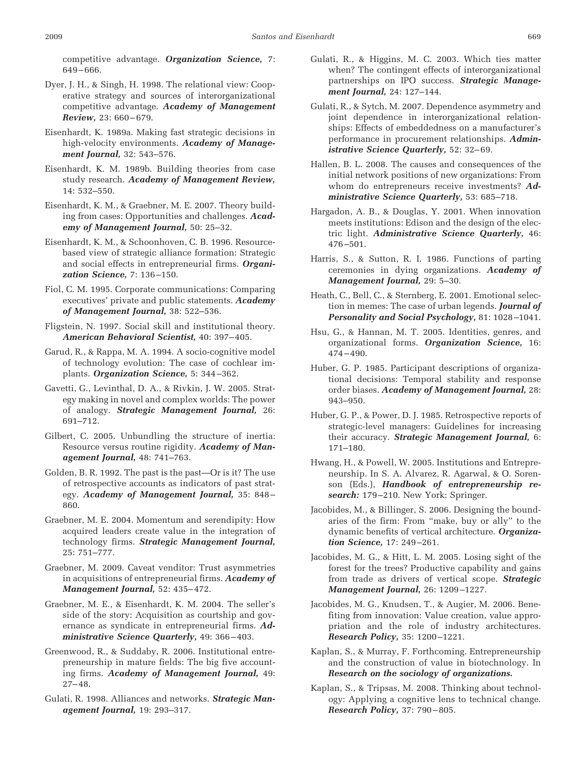competitive advantage. ***Organization Science,*** 7: 649–666.

Dyer, J. H., & Singh, H. 1998. The relational view: Cooperative strategy and sources of interorganizational competitive advantage. ***Academy of Management Review,*** 23: 660–679.

Eisenhardt, K. 1989a. Making fast strategic decisions in high-velocity environments. ***Academy of Management Journal,*** 32: 543–576.

Eisenhardt, K. M. 1989b. Building theories from case study research. ***Academy of Management Review,*** 14: 532–550.

Eisenhardt, K. M., & Graebner, M. E. 2007. Theory building from cases: Opportunities and challenges. ***Academy of Management Journal,*** 50: 25–32.

Eisenhardt, K. M., & Schoonhoven, C. B. 1996. Resource-based view of strategic alliance formation: Strategic and social effects in entrepreneurial firms. ***Organization Science,*** 7: 136–150.

Fiol, C. M. 1995. Corporate communications: Comparing executives' private and public statements. ***Academy of Management Journal,*** 38: 522–536.

Fligstein, N. 1997. Social skill and institutional theory. ***American Behavioral Scientist,*** 40: 397–405.

Garud, R., & Rappa, M. A. 1994. A socio-cognitive model of technology evolution: The case of cochlear implants. ***Organization Science,*** 5: 344–362.

Gavetti, G., Levinthal, D. A., & Rivkin, J. W. 2005. Strategy making in novel and complex worlds: The power of analogy. ***Strategic Management Journal,*** 26: 691–712.

Gilbert, C. 2005. Unbundling the structure of inertia: Resource versus routine rigidity. ***Academy of Management Journal,*** 48: 741–763.

Golden, B. R. 1992. The past is the past—Or is it? The use of retrospective accounts as indicators of past strategy. ***Academy of Management Journal,*** 35: 848–860.

Graebner, M. E. 2004. Momentum and serendipity: How acquired leaders create value in the integration of technology firms. ***Strategic Management Journal,*** 25: 751–777.

Graebner, M. 2009. Caveat venditor: Trust asymmetries in acquisitions of entrepreneurial firms. ***Academy of Management Journal,*** 52: 435–472.

Graebner, M. E., & Eisenhardt, K. M. 2004. The seller's side of the story: Acquisition as courtship and governance as syndicate in entrepreneurial firms. ***Administrative Science Quarterly,*** 49: 366–403.

Greenwood, R., & Suddaby, R. 2006. Institutional entrepreneurship in mature fields: The big five accounting firms. ***Academy of Management Journal,*** 49: 27–48.

Gulati, R. 1998. Alliances and networks. ***Strategic Management Journal,*** 19: 293–317.

Gulati, R., & Higgins, M. C. 2003. Which ties matter when? The contingent effects of interorganizational partnerships on IPO success. ***Strategic Management Journal,*** 24: 127–144.

Gulati, R., & Sytch, M. 2007. Dependence asymmetry and joint dependence in interorganizational relationships: Effects of embeddedness on a manufacturer's performance in procurement relationships. ***Administrative Science Quarterly,*** 52: 32–69.

Hallen, B. L. 2008. The causes and consequences of the initial network positions of new organizations: From whom do entrepreneurs receive investments? ***Administrative Science Quarterly,*** 53: 685–718.

Hargadon, A. B., & Douglas, Y. 2001. When innovation meets institutions: Edison and the design of the electric light. ***Administrative Science Quarterly,*** 46: 476–501.

Harris, S., & Sutton, R. I. 1986. Functions of parting ceremonies in dying organizations. ***Academy of Management Journal,*** 29: 5–30.

Heath, C., Bell, C., & Sternberg, E. 2001. Emotional selection in memes: The case of urban legends. ***Journal of Personality and Social Psychology,*** 81: 1028–1041.

Hsu, G., & Hannan, M. T. 2005. Identities, genres, and organizational forms. ***Organization Science,*** 16: 474–490.

Huber, G. P. 1985. Participant descriptions of organizational decisions: Temporal stability and response order biases. ***Academy of Management Journal,*** 28: 943–950.

Huber, G. P., & Power, D. J. 1985. Retrospective reports of strategic-level managers: Guidelines for increasing their accuracy. ***Strategic Management Journal,*** 6: 171–180.

Hwang, H., & Powell, W. 2005. Institutions and Entrepreneurship. In S. A. Alvarez, R. Agarwal, & O. Sorenson (Eds.), ***Handbook of entrepreneurship research:*** 179–210. New York: Springer.

Jacobides, M., & Billinger, S. 2006. Designing the boundaries of the firm: From "make, buy or ally" to the dynamic benefits of vertical architecture. ***Organization Science,*** 17: 249–261.

Jacobides, M. G., & Hitt, L. M. 2005. Losing sight of the forest for the trees? Productive capability and gains from trade as drivers of vertical scope. ***Strategic Management Journal,*** 26: 1209–1227.

Jacobides, M. G., Knudsen, T., & Augier, M. 2006. Benefiting from innovation: Value creation, value appropriation and the role of industry architectures. ***Research Policy,*** 35: 1200–1221.

Kaplan, S., & Murray, F. Forthcoming. Entrepreneurship and the construction of value in biotechnology. In ***Research on the sociology of organizations.***

Kaplan, S., & Tripsas, M. 2008. Thinking about technology: Applying a cognitive lens to technical change. ***Research Policy,*** 37: 790–805.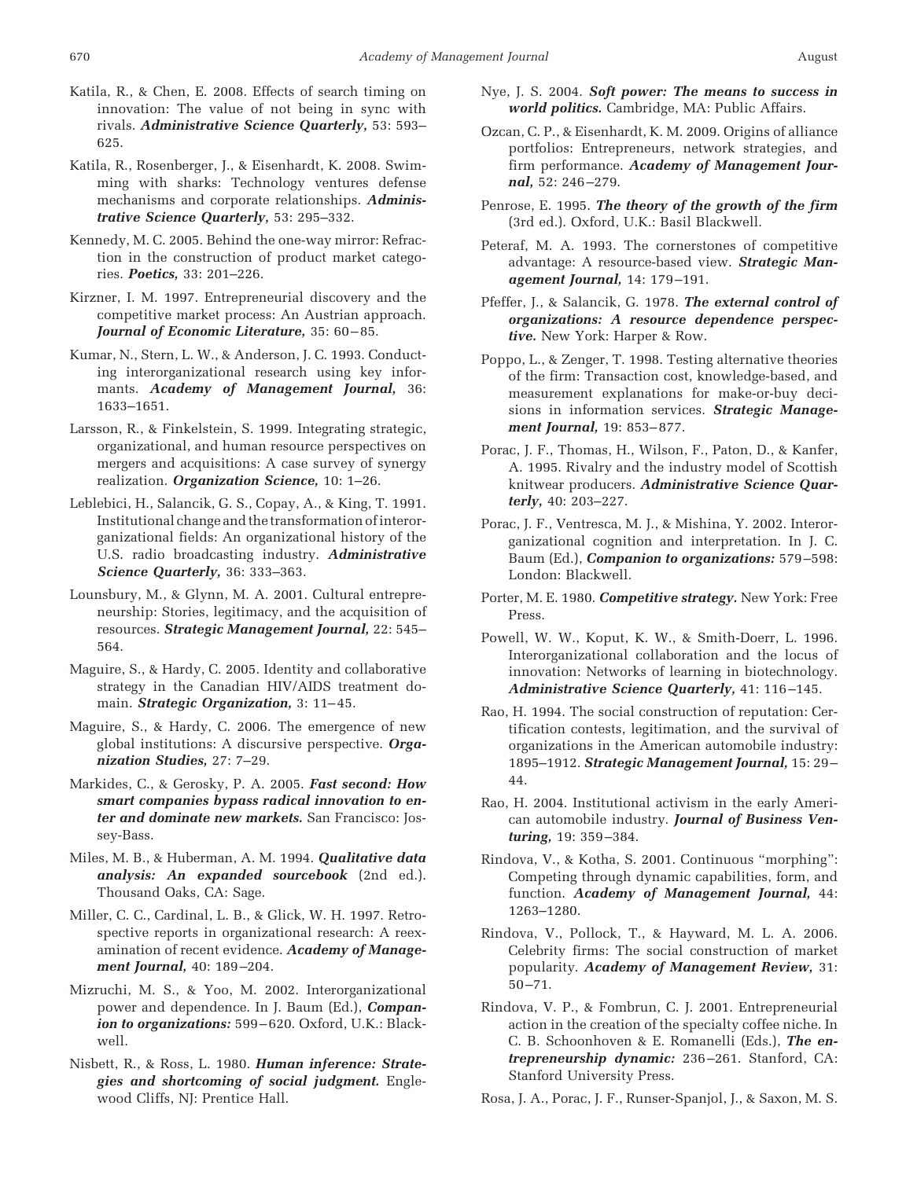Katila, R., & Chen, E. 2008. Effects of search timing on innovation: The value of not being in sync with rivals. ***Administrative Science Quarterly,*** 53: 593–625.

Katila, R., Rosenberger, J., & Eisenhardt, K. 2008. Swimming with sharks: Technology ventures defense mechanisms and corporate relationships. ***Administrative Science Quarterly,*** 53: 295–332.

Kennedy, M. C. 2005. Behind the one-way mirror: Refraction in the construction of product market categories. ***Poetics,*** 33: 201–226.

Kirzner, I. M. 1997. Entrepreneurial discovery and the competitive market process: An Austrian approach. ***Journal of Economic Literature,*** 35: 60–85.

Kumar, N., Stern, L. W., & Anderson, J. C. 1993. Conducting interorganizational research using key informants. ***Academy of Management Journal,*** 36: 1633–1651.

Larsson, R., & Finkelstein, S. 1999. Integrating strategic, organizational, and human resource perspectives on mergers and acquisitions: A case survey of synergy realization. ***Organization Science,*** 10: 1–26.

Leblebici, H., Salancik, G. S., Copay, A., & King, T. 1991. Institutional change and the transformation of interorganizational fields: An organizational history of the U.S. radio broadcasting industry. ***Administrative Science Quarterly,*** 36: 333–363.

Lounsbury, M., & Glynn, M. A. 2001. Cultural entrepreneurship: Stories, legitimacy, and the acquisition of resources. ***Strategic Management Journal,*** 22: 545–564.

Maguire, S., & Hardy, C. 2005. Identity and collaborative strategy in the Canadian HIV/AIDS treatment domain. ***Strategic Organization,*** 3: 11–45.

Maguire, S., & Hardy, C. 2006. The emergence of new global institutions: A discursive perspective. ***Organization Studies,*** 27: 7–29.

Markides, C., & Gerosky, P. A. 2005. ***Fast second: How smart companies bypass radical innovation to enter and dominate new markets.*** San Francisco: Jossey-Bass.

Miles, M. B., & Huberman, A. M. 1994. ***Qualitative data analysis: An expanded sourcebook*** (2nd ed.). Thousand Oaks, CA: Sage.

Miller, C. C., Cardinal, L. B., & Glick, W. H. 1997. Retrospective reports in organizational research: A reexamination of recent evidence. ***Academy of Management Journal,*** 40: 189–204.

Mizruchi, M. S., & Yoo, M. 2002. Interorganizational power and dependence. In J. Baum (Ed.), ***Companion to organizations:*** 599–620. Oxford, U.K.: Blackwell.

Nisbett, R., & Ross, L. 1980. ***Human inference: Strategies and shortcoming of social judgment.*** Englewood Cliffs, NJ: Prentice Hall.

Nye, J. S. 2004. ***Soft power: The means to success in world politics.*** Cambridge, MA: Public Affairs.

Ozcan, C. P., & Eisenhardt, K. M. 2009. Origins of alliance portfolios: Entrepreneurs, network strategies, and firm performance. ***Academy of Management Journal,*** 52: 246–279.

Penrose, E. 1995. ***The theory of the growth of the firm*** (3rd ed.). Oxford, U.K.: Basil Blackwell.

Peteraf, M. A. 1993. The cornerstones of competitive advantage: A resource-based view. ***Strategic Management Journal,*** 14: 179–191.

Pfeffer, J., & Salancik, G. 1978. ***The external control of organizations: A resource dependence perspective.*** New York: Harper & Row.

Poppo, L., & Zenger, T. 1998. Testing alternative theories of the firm: Transaction cost, knowledge-based, and measurement explanations for make-or-buy decisions in information services. ***Strategic Management Journal,*** 19: 853–877.

Porac, J. F., Thomas, H., Wilson, F., Paton, D., & Kanfer, A. 1995. Rivalry and the industry model of Scottish knitwear producers. ***Administrative Science Quarterly,*** 40: 203–227.

Porac, J. F., Ventresca, M. J., & Mishina, Y. 2002. Interorganizational cognition and interpretation. In J. C. Baum (Ed.), ***Companion to organizations:*** 579–598: London: Blackwell.

Porter, M. E. 1980. ***Competitive strategy.*** New York: Free Press.

Powell, W. W., Koput, K. W., & Smith-Doerr, L. 1996. Interorganizational collaboration and the locus of innovation: Networks of learning in biotechnology. ***Administrative Science Quarterly,*** 41: 116–145.

Rao, H. 1994. The social construction of reputation: Certification contests, legitimation, and the survival of organizations in the American automobile industry: 1895–1912. ***Strategic Management Journal,*** 15: 29–44.

Rao, H. 2004. Institutional activism in the early American automobile industry. ***Journal of Business Venturing,*** 19: 359–384.

Rindova, V., & Kotha, S. 2001. Continuous "morphing": Competing through dynamic capabilities, form, and function. ***Academy of Management Journal,*** 44: 1263–1280.

Rindova, V., Pollock, T., & Hayward, M. L. A. 2006. Celebrity firms: The social construction of market popularity. ***Academy of Management Review,*** 31: 50–71.

Rindova, V. P., & Fombrun, C. J. 2001. Entrepreneurial action in the creation of the specialty coffee niche. In C. B. Schoonhoven & E. Romanelli (Eds.), ***The entrepreneurship dynamic:*** 236–261. Stanford, CA: Stanford University Press.

Rosa, J. A., Porac, J. F., Runser-Spanjol, J., & Saxon, M. S.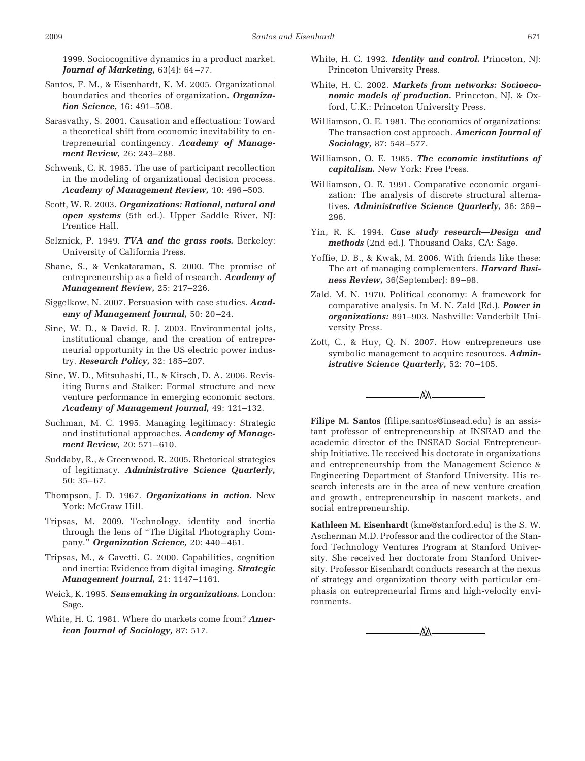1999. Sociocognitive dynamics in a product market. ***Journal of Marketing,*** 63(4): 64–77.

Santos, F. M., & Eisenhardt, K. M. 2005. Organizational boundaries and theories of organization. ***Organization Science,*** 16: 491–508.

Sarasvathy, S. 2001. Causation and effectuation: Toward a theoretical shift from economic inevitability to entrepreneurial contingency. ***Academy of Management Review,*** 26: 243–288.

Schwenk, C. R. 1985. The use of participant recollection in the modeling of organizational decision process. ***Academy of Management Review,*** 10: 496–503.

Scott, W. R. 2003. ***Organizations: Rational, natural and open systems*** (5th ed.). Upper Saddle River, NJ: Prentice Hall.

Selznick, P. 1949. ***TVA and the grass roots.*** Berkeley: University of California Press.

Shane, S., & Venkataraman, S. 2000. The promise of entrepreneurship as a field of research. ***Academy of Management Review,*** 25: 217–226.

Siggelkow, N. 2007. Persuasion with case studies. ***Academy of Management Journal,*** 50: 20–24.

Sine, W. D., & David, R. J. 2003. Environmental jolts, institutional change, and the creation of entrepreneurial opportunity in the US electric power industry. ***Research Policy,*** 32: 185–207.

Sine, W. D., Mitsuhashi, H., & Kirsch, D. A. 2006. Revisiting Burns and Stalker: Formal structure and new venture performance in emerging economic sectors. ***Academy of Management Journal,*** 49: 121–132.

Suchman, M. C. 1995. Managing legitimacy: Strategic and institutional approaches. ***Academy of Management Review,*** 20: 571–610.

Suddaby, R., & Greenwood, R. 2005. Rhetorical strategies of legitimacy. ***Administrative Science Quarterly,*** 50: 35–67.

Thompson, J. D. 1967. ***Organizations in action.*** New York: McGraw Hill.

Tripsas, M. 2009. Technology, identity and inertia through the lens of "The Digital Photography Company." ***Organization Science,*** 20: 440–461.

Tripsas, M., & Gavetti, G. 2000. Capabilities, cognition and inertia: Evidence from digital imaging. ***Strategic Management Journal,*** 21: 1147–1161.

Weick, K. 1995. ***Sensemaking in organizations.*** London: Sage.

White, H. C. 1981. Where do markets come from? ***American Journal of Sociology,*** 87: 517.

White, H. C. 1992. ***Identity and control.*** Princeton, NJ: Princeton University Press.

White, H. C. 2002. ***Markets from networks: Socioeconomic models of production.*** Princeton, NJ, & Oxford, U.K.: Princeton University Press.

Williamson, O. E. 1981. The economics of organizations: The transaction cost approach. ***American Journal of Sociology,*** 87: 548–577.

Williamson, O. E. 1985. ***The economic institutions of capitalism.*** New York: Free Press.

Williamson, O. E. 1991. Comparative economic organization: The analysis of discrete structural alternatives. ***Administrative Science Quarterly,*** 36: 269–296.

Yin, R. K. 1994. ***Case study research—Design and methods*** (2nd ed.). Thousand Oaks, CA: Sage.

Yoffie, D. B., & Kwak, M. 2006. With friends like these: The art of managing complementers. ***Harvard Business Review,*** 36(September): 89–98.

Zald, M. N. 1970. Political economy: A framework for comparative analysis. In M. N. Zald (Ed.), ***Power in organizations:*** 891–903. Nashville: Vanderbilt University Press.

Zott, C., & Huy, Q. N. 2007. How entrepreneurs use symbolic management to acquire resources. ***Administrative Science Quarterly,*** 52: 70–105.

---

**Filipe M. Santos** (filipe.santos@insead.edu) is an assistant professor of entrepreneurship at INSEAD and the academic director of the INSEAD Social Entrepreneurship Initiative. He received his doctorate in organizations and entrepreneurship from the Management Science & Engineering Department of Stanford University. His research interests are in the area of new venture creation and growth, entrepreneurship in nascent markets, and social entrepreneurship.

**Kathleen M. Eisenhardt** (kme@stanford.edu) is the S. W. Ascherman M.D. Professor and the codirector of the Stanford Technology Ventures Program at Stanford University. She received her doctorate from Stanford University. Professor Eisenhardt conducts research at the nexus of strategy and organization theory with particular emphasis on entrepreneurial firms and high-velocity environments.

---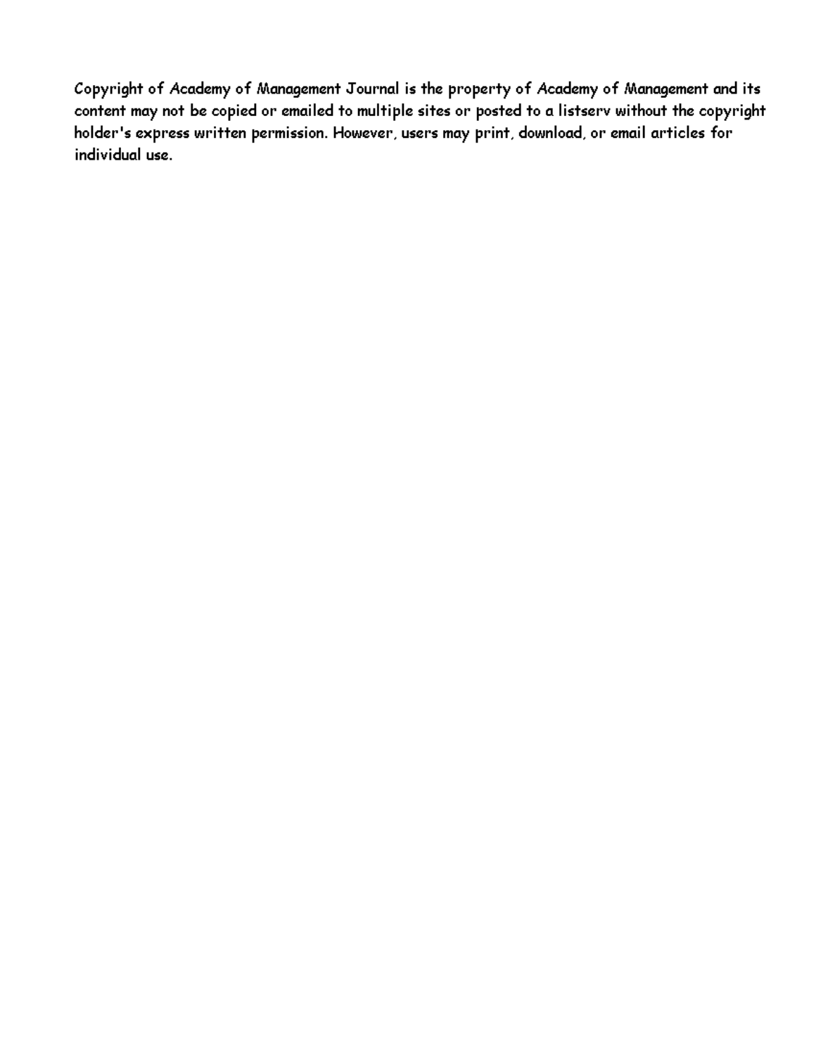Copyright of Academy of Management Journal is the property of Academy of Management and its content may not be copied or emailed to multiple sites or posted to a listserv without the copyright holder's express written permission. However, users may print, download, or email articles for individual use.